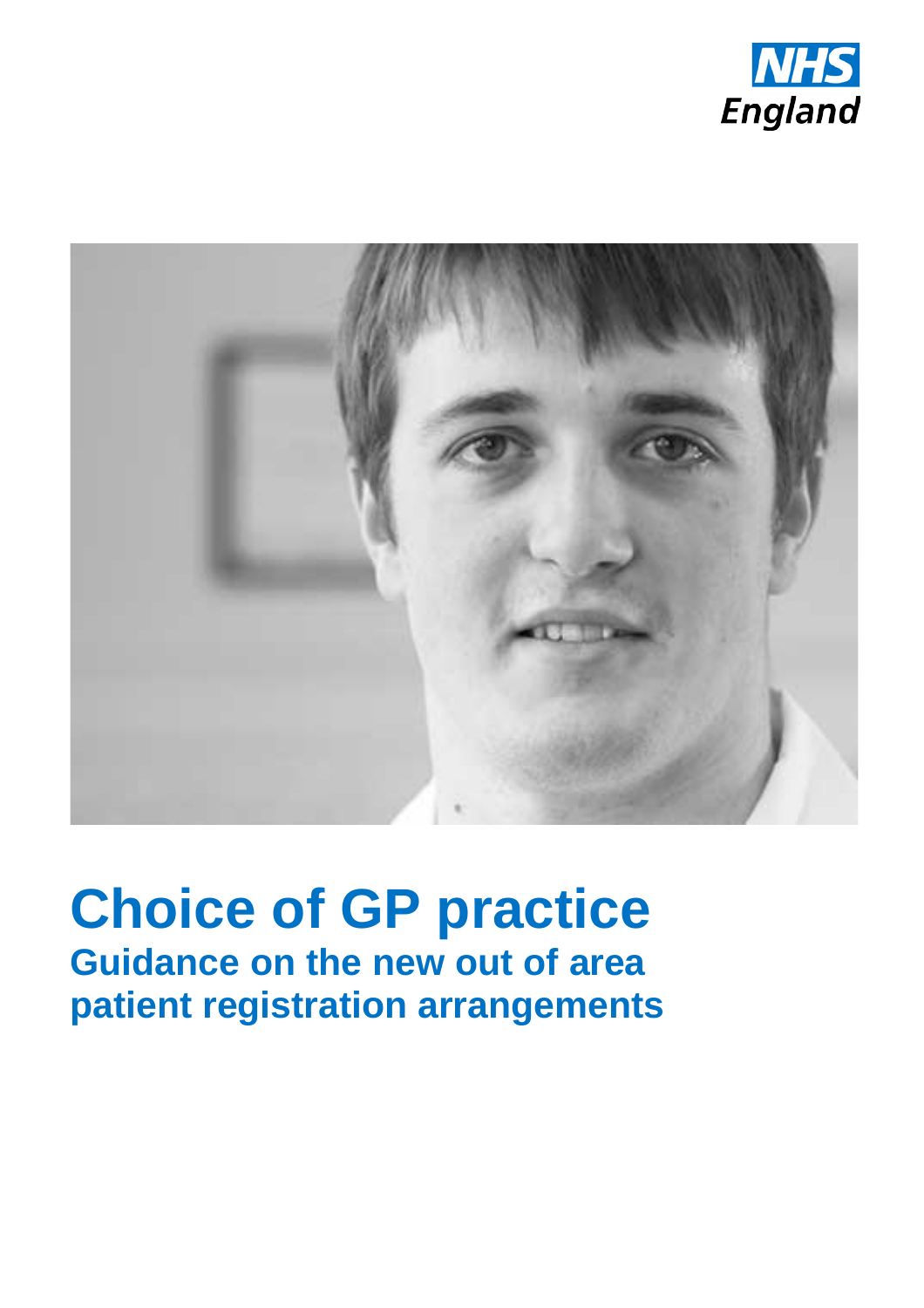NHS England

# Choice of GP practice

## Guidance on the new out of area patient registration arrangements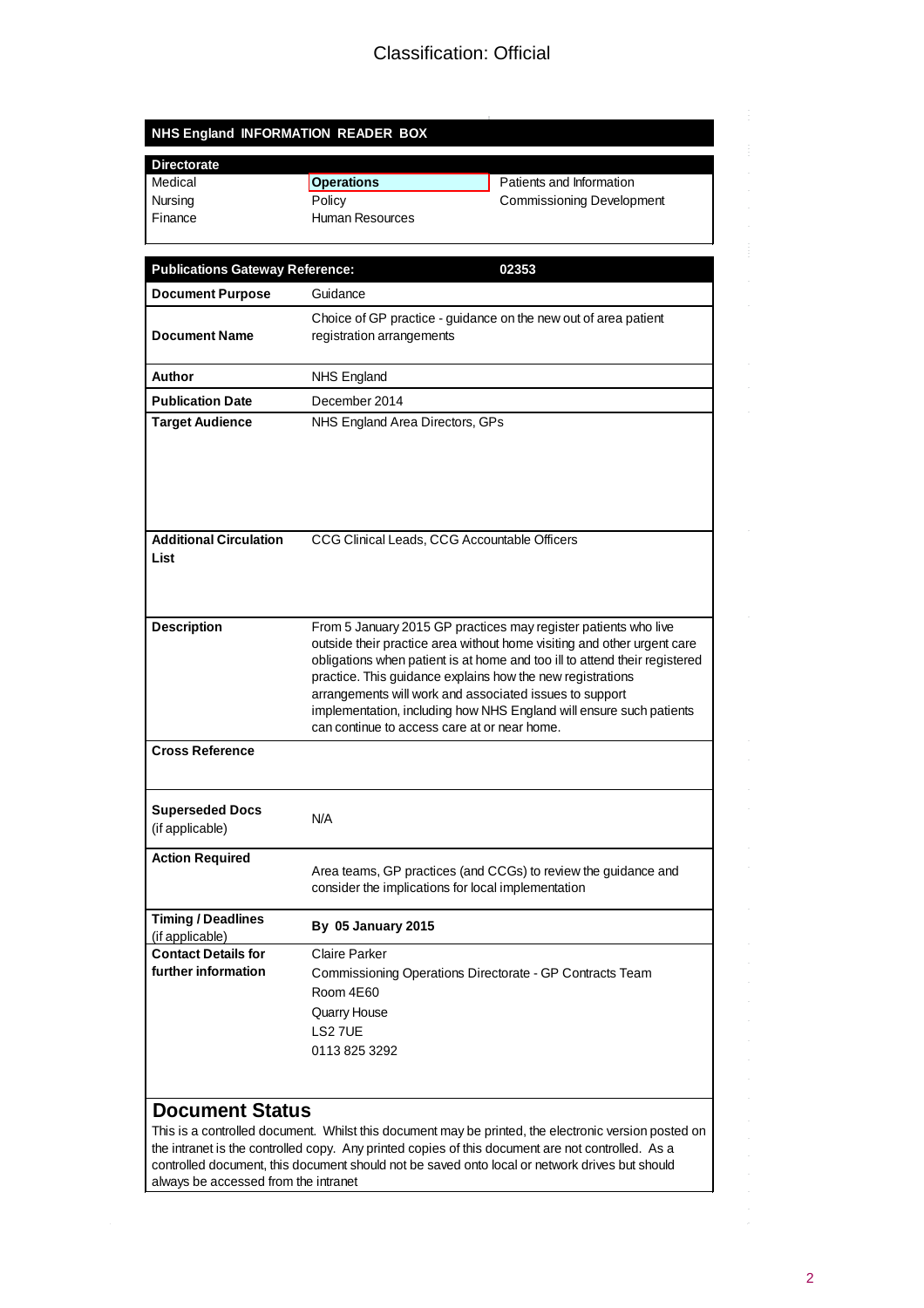Classification: Official

**NHS England INFORMATION READER BOX**

| Directorate | | |
|---|---|---|
| Medical | **Operations** | Patients and Information |
| Nursing | Policy | Commissioning Development |
| Finance | Human Resources | |

| **Publications Gateway Reference:** | **02353** |
|---|---|
| **Document Purpose** | Guidance |
| **Document Name** | Choice of GP practice - guidance on the new out of area patient registration arrangements |
| **Author** | NHS England |
| **Publication Date** | December 2014 |
| **Target Audience** | NHS England Area Directors, GPs |
| **Additional Circulation List** | CCG Clinical Leads, CCG Accountable Officers |
| **Description** | From 5 January 2015 GP practices may register patients who live outside their practice area without home visiting and other urgent care obligations when patient is at home and too ill to attend their registered practice. This guidance explains how the new registrations arrangements will work and associated issues to support implementation, including how NHS England will ensure such patients can continue to access care at or near home. |
| **Cross Reference** | |
| **Superseded Docs** (if applicable) | N/A |
| **Action Required** | Area teams, GP practices (and CCGs) to review the guidance and consider the implications for local implementation |
| **Timing / Deadlines** (if applicable) | **By 05 January 2015** |
| **Contact Details for further information** | Claire Parker<br>Commissioning Operations Directorate - GP Contracts Team<br>Room 4E60<br>Quarry House<br>LS2 7UE<br>0113 825 3292 |

## Document Status

This is a controlled document. Whilst this document may be printed, the electronic version posted on the intranet is the controlled copy. Any printed copies of this document are not controlled. As a controlled document, this document should not be saved onto local or network drives but should always be accessed from the intranet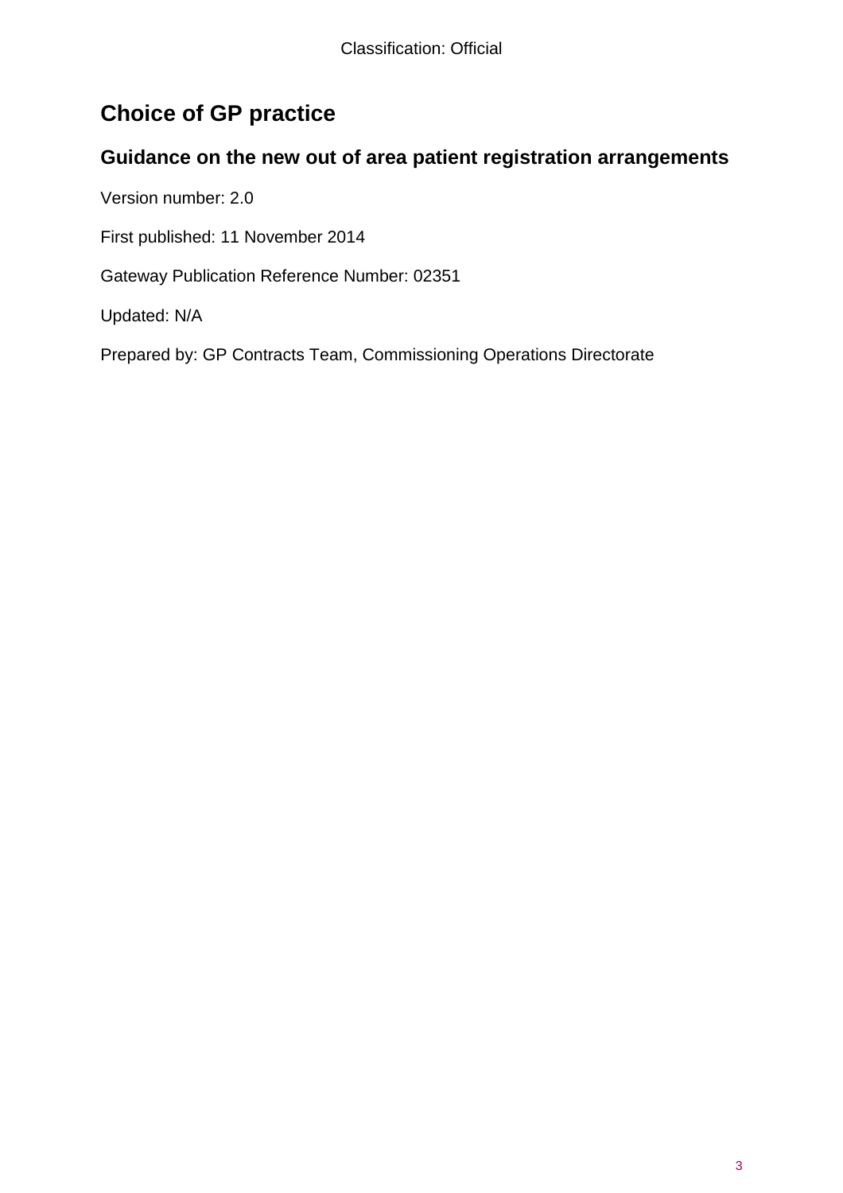# Choice of GP practice

## Guidance on the new out of area patient registration arrangements

Version number: 2.0

First published: 11 November 2014

Gateway Publication Reference Number: 02351

Updated: N/A

Prepared by: GP Contracts Team, Commissioning Operations Directorate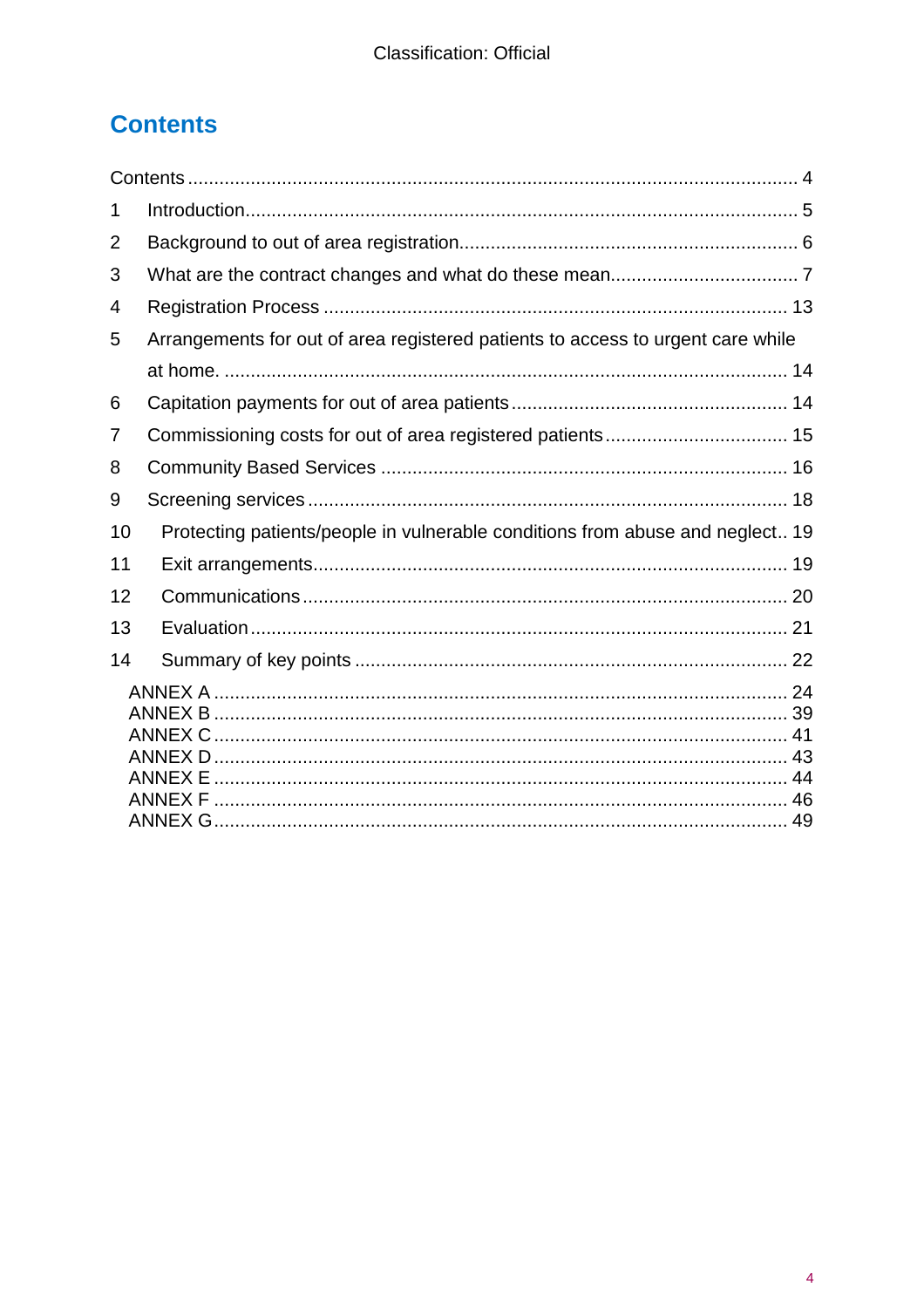# Contents

Contents ..... 4

1 Introduction ..... 5

2 Background to out of area registration ..... 6

3 What are the contract changes and what do these mean ..... 7

4 Registration Process ..... 13

5 Arrangements for out of area registered patients to access to urgent care while at home. ..... 14

6 Capitation payments for out of area patients ..... 14

7 Commissioning costs for out of area registered patients ..... 15

8 Community Based Services ..... 16

9 Screening services ..... 18

10 Protecting patients/people in vulnerable conditions from abuse and neglect ..... 19

11 Exit arrangements ..... 19

12 Communications ..... 20

13 Evaluation ..... 21

14 Summary of key points ..... 22

ANNEX A ..... 24
ANNEX B ..... 39
ANNEX C ..... 41
ANNEX D ..... 43
ANNEX E ..... 44
ANNEX F ..... 46
ANNEX G ..... 49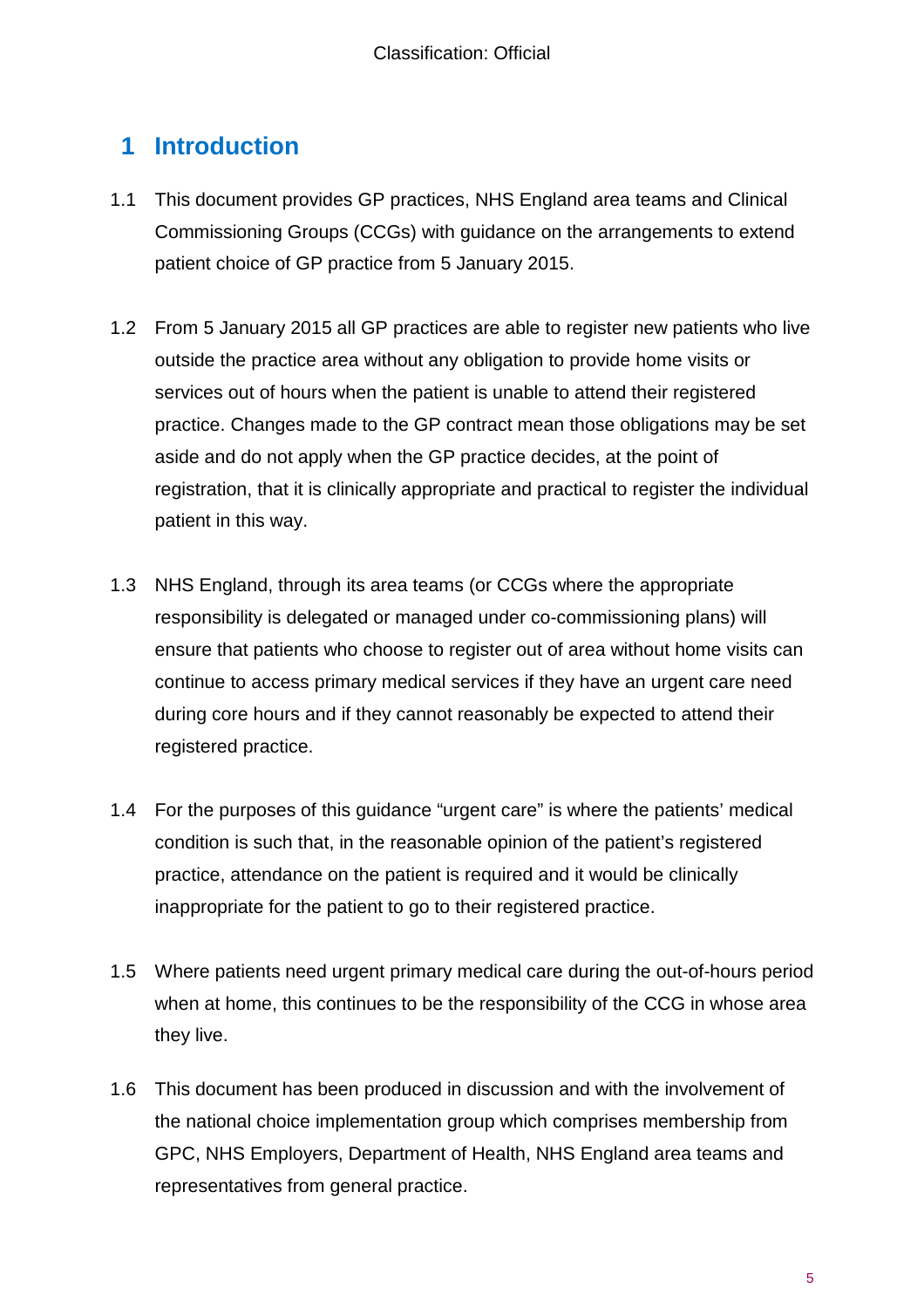# 1 Introduction

1.1 This document provides GP practices, NHS England area teams and Clinical Commissioning Groups (CCGs) with guidance on the arrangements to extend patient choice of GP practice from 5 January 2015.

1.2 From 5 January 2015 all GP practices are able to register new patients who live outside the practice area without any obligation to provide home visits or services out of hours when the patient is unable to attend their registered practice. Changes made to the GP contract mean those obligations may be set aside and do not apply when the GP practice decides, at the point of registration, that it is clinically appropriate and practical to register the individual patient in this way.

1.3 NHS England, through its area teams (or CCGs where the appropriate responsibility is delegated or managed under co-commissioning plans) will ensure that patients who choose to register out of area without home visits can continue to access primary medical services if they have an urgent care need during core hours and if they cannot reasonably be expected to attend their registered practice.

1.4 For the purposes of this guidance "urgent care" is where the patients' medical condition is such that, in the reasonable opinion of the patient's registered practice, attendance on the patient is required and it would be clinically inappropriate for the patient to go to their registered practice.

1.5 Where patients need urgent primary medical care during the out-of-hours period when at home, this continues to be the responsibility of the CCG in whose area they live.

1.6 This document has been produced in discussion and with the involvement of the national choice implementation group which comprises membership from GPC, NHS Employers, Department of Health, NHS England area teams and representatives from general practice.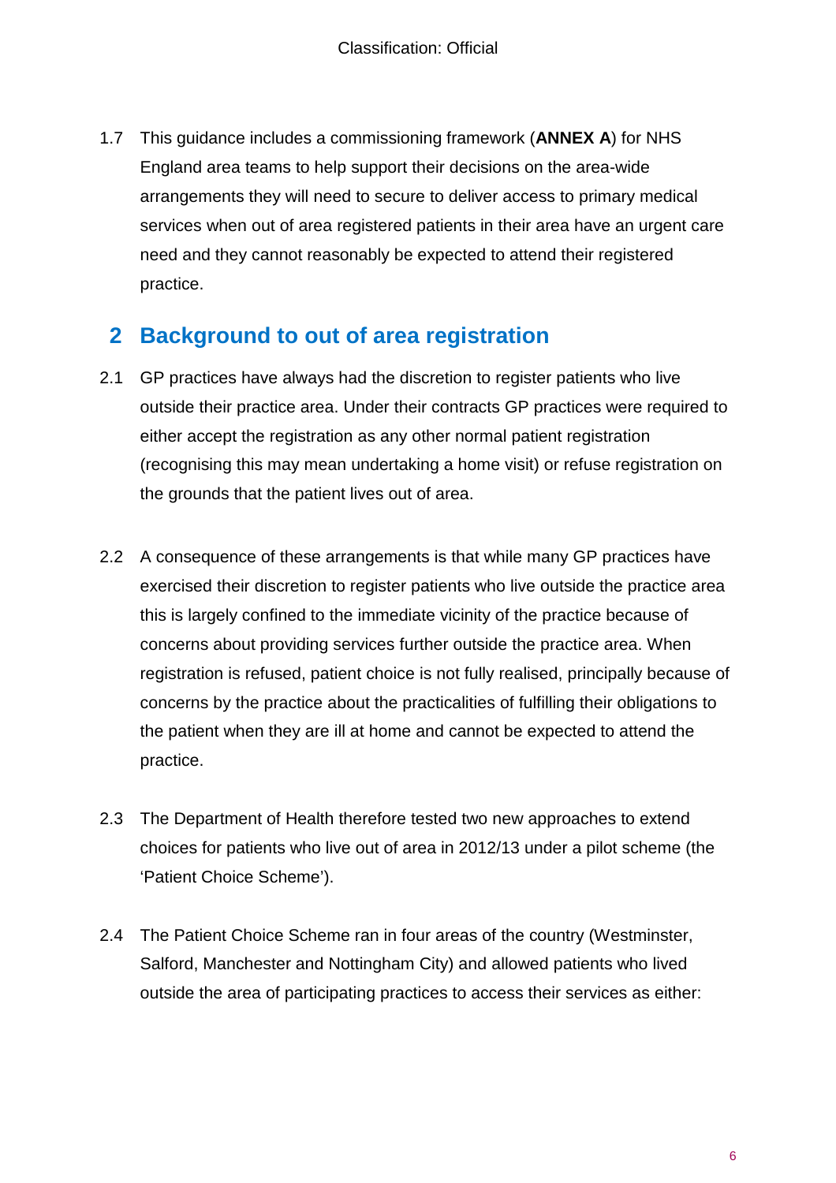1.7 This guidance includes a commissioning framework (**ANNEX A**) for NHS England area teams to help support their decisions on the area-wide arrangements they will need to secure to deliver access to primary medical services when out of area registered patients in their area have an urgent care need and they cannot reasonably be expected to attend their registered practice.

## 2 Background to out of area registration

2.1 GP practices have always had the discretion to register patients who live outside their practice area. Under their contracts GP practices were required to either accept the registration as any other normal patient registration (recognising this may mean undertaking a home visit) or refuse registration on the grounds that the patient lives out of area.

2.2 A consequence of these arrangements is that while many GP practices have exercised their discretion to register patients who live outside the practice area this is largely confined to the immediate vicinity of the practice because of concerns about providing services further outside the practice area. When registration is refused, patient choice is not fully realised, principally because of concerns by the practice about the practicalities of fulfilling their obligations to the patient when they are ill at home and cannot be expected to attend the practice.

2.3 The Department of Health therefore tested two new approaches to extend choices for patients who live out of area in 2012/13 under a pilot scheme (the 'Patient Choice Scheme').

2.4 The Patient Choice Scheme ran in four areas of the country (Westminster, Salford, Manchester and Nottingham City) and allowed patients who lived outside the area of participating practices to access their services as either: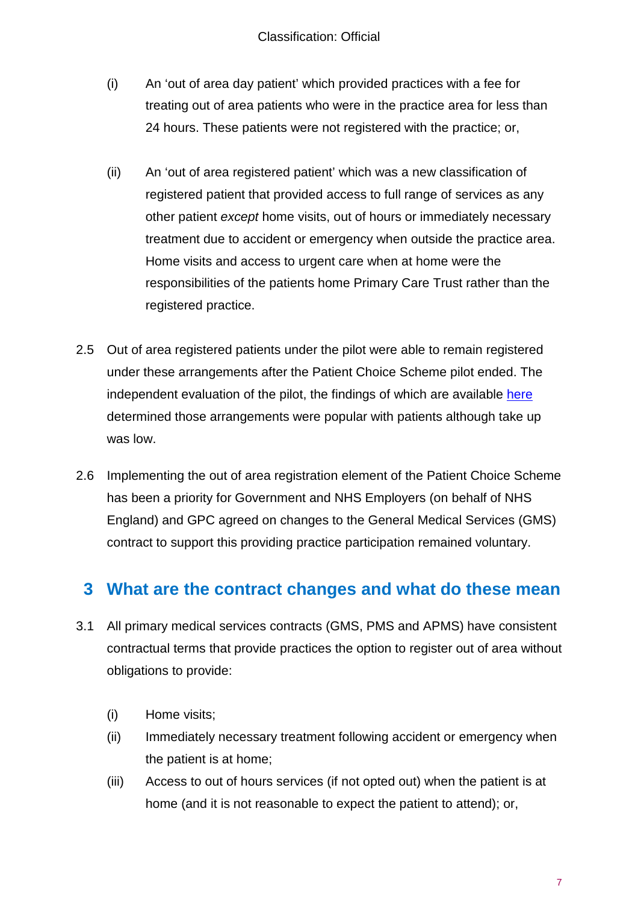(i) An 'out of area day patient' which provided practices with a fee for treating out of area patients who were in the practice area for less than 24 hours. These patients were not registered with the practice; or,

(ii) An 'out of area registered patient' which was a new classification of registered patient that provided access to full range of services as any other patient *except* home visits, out of hours or immediately necessary treatment due to accident or emergency when outside the practice area. Home visits and access to urgent care when at home were the responsibilities of the patients home Primary Care Trust rather than the registered practice.

2.5 Out of area registered patients under the pilot were able to remain registered under these arrangements after the Patient Choice Scheme pilot ended. The independent evaluation of the pilot, the findings of which are available here determined those arrangements were popular with patients although take up was low.

2.6 Implementing the out of area registration element of the Patient Choice Scheme has been a priority for Government and NHS Employers (on behalf of NHS England) and GPC agreed on changes to the General Medical Services (GMS) contract to support this providing practice participation remained voluntary.

## 3 What are the contract changes and what do these mean

3.1 All primary medical services contracts (GMS, PMS and APMS) have consistent contractual terms that provide practices the option to register out of area without obligations to provide:

(i) Home visits;

(ii) Immediately necessary treatment following accident or emergency when the patient is at home;

(iii) Access to out of hours services (if not opted out) when the patient is at home (and it is not reasonable to expect the patient to attend); or,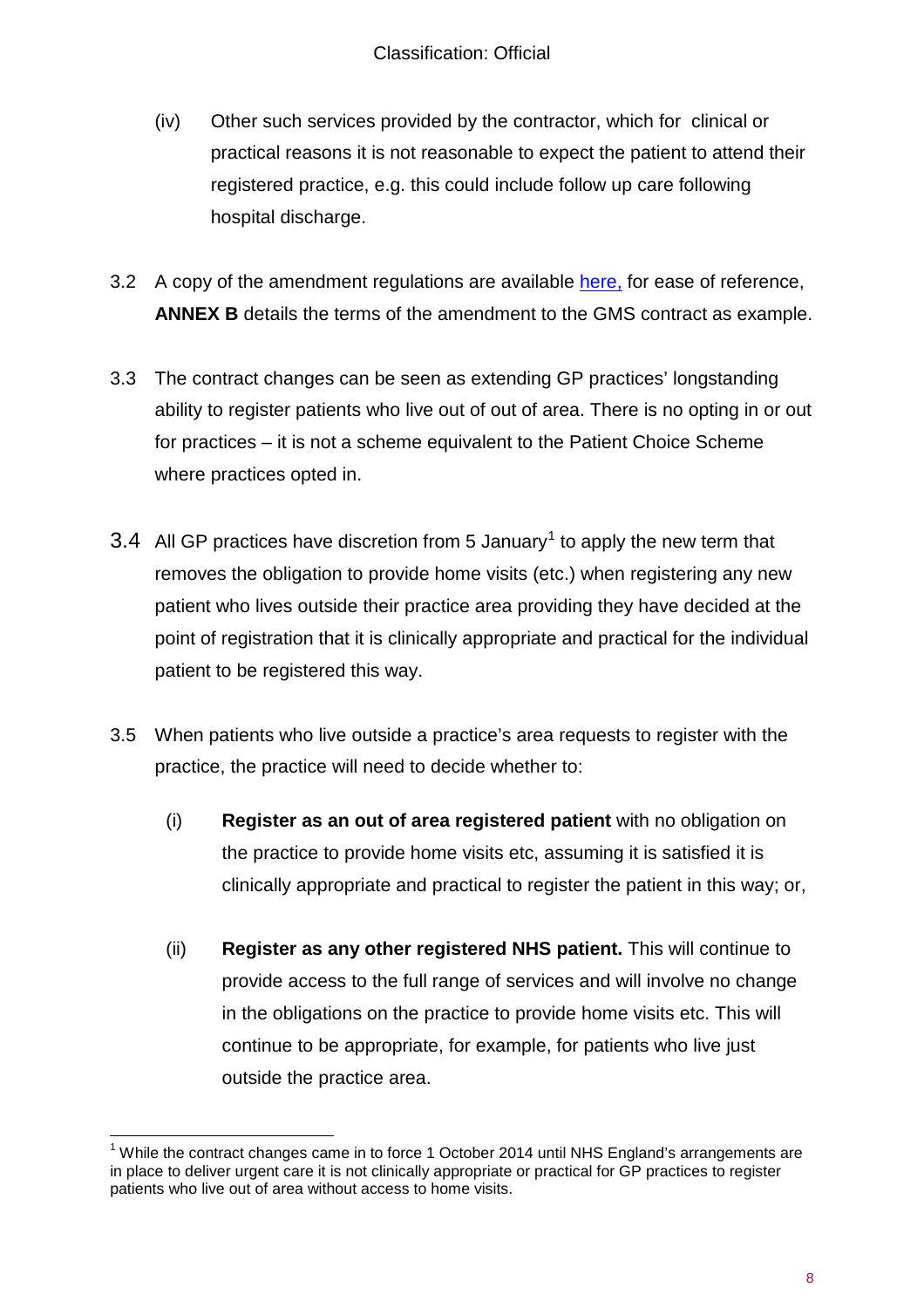(iv) Other such services provided by the contractor, which for clinical or practical reasons it is not reasonable to expect the patient to attend their registered practice, e.g. this could include follow up care following hospital discharge.

3.2 A copy of the amendment regulations are available here, for ease of reference, **ANNEX B** details the terms of the amendment to the GMS contract as example.

3.3 The contract changes can be seen as extending GP practices' longstanding ability to register patients who live out of out of area. There is no opting in or out for practices – it is not a scheme equivalent to the Patient Choice Scheme where practices opted in.

3.4 All GP practices have discretion from 5 January[1] to apply the new term that removes the obligation to provide home visits (etc.) when registering any new patient who lives outside their practice area providing they have decided at the point of registration that it is clinically appropriate and practical for the individual patient to be registered this way.

3.5 When patients who live outside a practice's area requests to register with the practice, the practice will need to decide whether to:

(i) **Register as an out of area registered patient** with no obligation on the practice to provide home visits etc, assuming it is satisfied it is clinically appropriate and practical to register the patient in this way; or,

(ii) **Register as any other registered NHS patient.** This will continue to provide access to the full range of services and will involve no change in the obligations on the practice to provide home visits etc. This will continue to be appropriate, for example, for patients who live just outside the practice area.

[1] While the contract changes came in to force 1 October 2014 until NHS England's arrangements are in place to deliver urgent care it is not clinically appropriate or practical for GP practices to register patients who live out of area without access to home visits.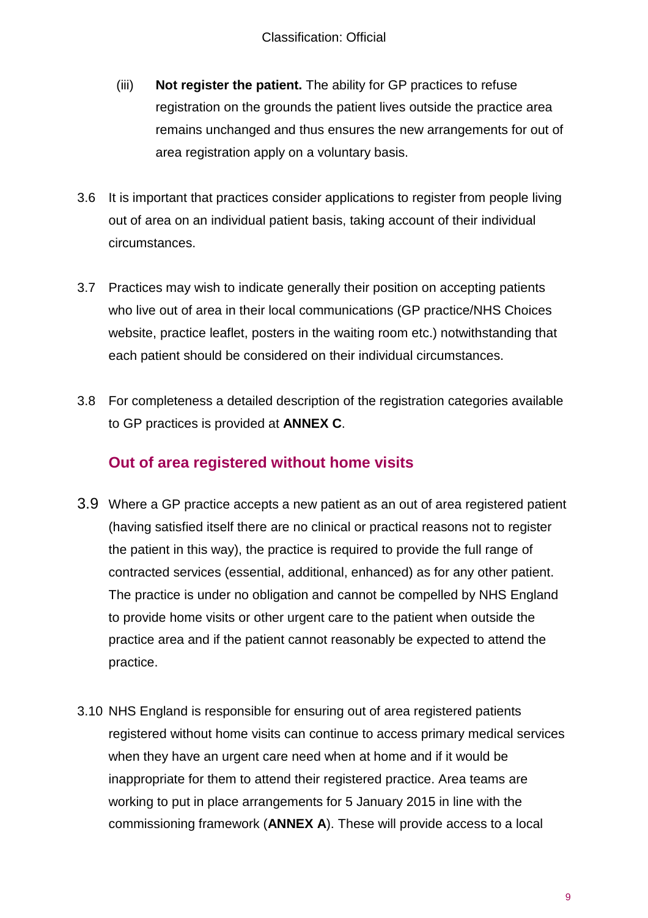(iii) **Not register the patient.** The ability for GP practices to refuse registration on the grounds the patient lives outside the practice area remains unchanged and thus ensures the new arrangements for out of area registration apply on a voluntary basis.

3.6 It is important that practices consider applications to register from people living out of area on an individual patient basis, taking account of their individual circumstances.

3.7 Practices may wish to indicate generally their position on accepting patients who live out of area in their local communications (GP practice/NHS Choices website, practice leaflet, posters in the waiting room etc.) notwithstanding that each patient should be considered on their individual circumstances.

3.8 For completeness a detailed description of the registration categories available to GP practices is provided at **ANNEX C**.

### Out of area registered without home visits

3.9 Where a GP practice accepts a new patient as an out of area registered patient (having satisfied itself there are no clinical or practical reasons not to register the patient in this way), the practice is required to provide the full range of contracted services (essential, additional, enhanced) as for any other patient. The practice is under no obligation and cannot be compelled by NHS England to provide home visits or other urgent care to the patient when outside the practice area and if the patient cannot reasonably be expected to attend the practice.

3.10 NHS England is responsible for ensuring out of area registered patients registered without home visits can continue to access primary medical services when they have an urgent care need when at home and if it would be inappropriate for them to attend their registered practice. Area teams are working to put in place arrangements for 5 January 2015 in line with the commissioning framework (**ANNEX A**). These will provide access to a local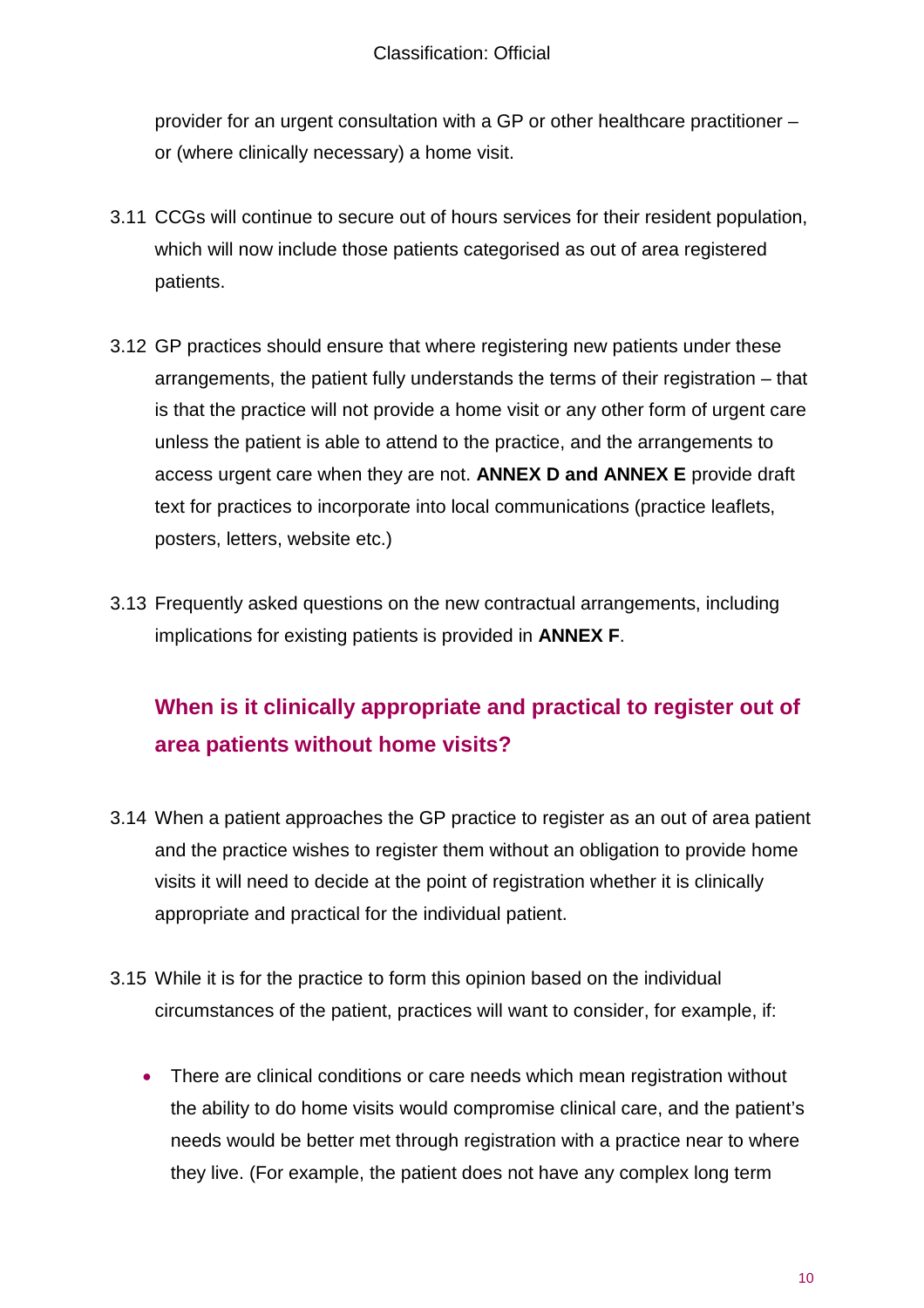provider for an urgent consultation with a GP or other healthcare practitioner – or (where clinically necessary) a home visit.

3.11 CCGs will continue to secure out of hours services for their resident population, which will now include those patients categorised as out of area registered patients.

3.12 GP practices should ensure that where registering new patients under these arrangements, the patient fully understands the terms of their registration – that is that the practice will not provide a home visit or any other form of urgent care unless the patient is able to attend to the practice, and the arrangements to access urgent care when they are not. **ANNEX D and ANNEX E** provide draft text for practices to incorporate into local communications (practice leaflets, posters, letters, website etc.)

3.13 Frequently asked questions on the new contractual arrangements, including implications for existing patients is provided in **ANNEX F**.

## When is it clinically appropriate and practical to register out of area patients without home visits?

3.14 When a patient approaches the GP practice to register as an out of area patient and the practice wishes to register them without an obligation to provide home visits it will need to decide at the point of registration whether it is clinically appropriate and practical for the individual patient.

3.15 While it is for the practice to form this opinion based on the individual circumstances of the patient, practices will want to consider, for example, if:

- There are clinical conditions or care needs which mean registration without the ability to do home visits would compromise clinical care, and the patient's needs would be better met through registration with a practice near to where they live. (For example, the patient does not have any complex long term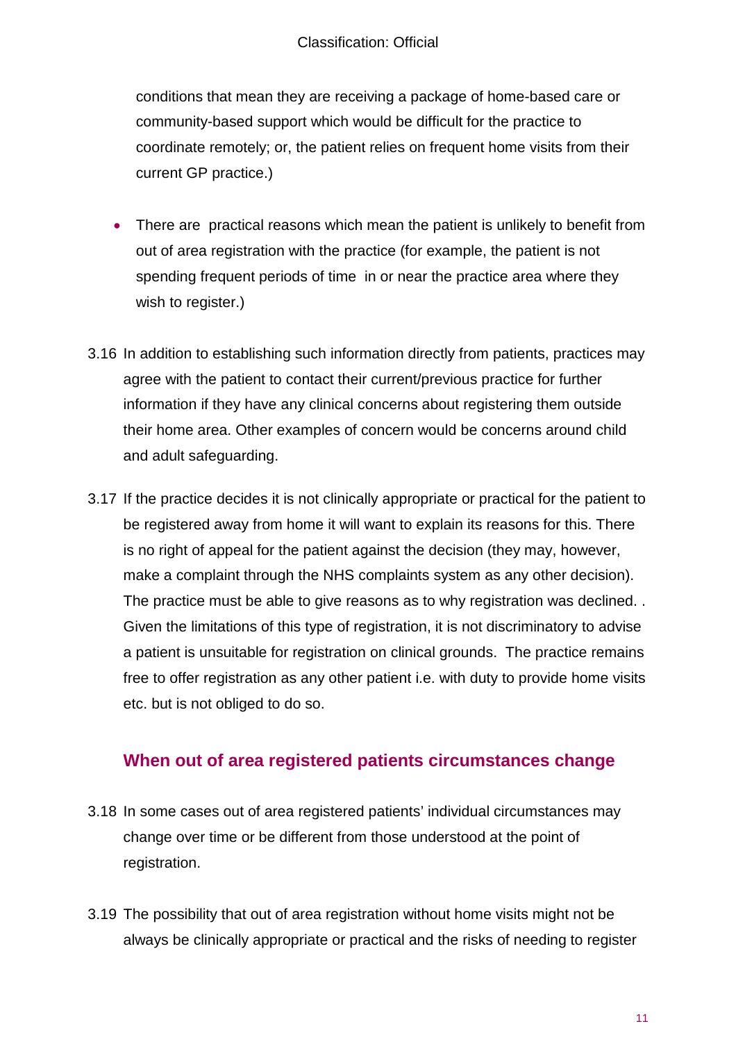conditions that mean they are receiving a package of home-based care or community-based support which would be difficult for the practice to coordinate remotely; or, the patient relies on frequent home visits from their current GP practice.)

- There are practical reasons which mean the patient is unlikely to benefit from out of area registration with the practice (for example, the patient is not spending frequent periods of time in or near the practice area where they wish to register.)

3.16 In addition to establishing such information directly from patients, practices may agree with the patient to contact their current/previous practice for further information if they have any clinical concerns about registering them outside their home area. Other examples of concern would be concerns around child and adult safeguarding.

3.17 If the practice decides it is not clinically appropriate or practical for the patient to be registered away from home it will want to explain its reasons for this. There is no right of appeal for the patient against the decision (they may, however, make a complaint through the NHS complaints system as any other decision). The practice must be able to give reasons as to why registration was declined. . Given the limitations of this type of registration, it is not discriminatory to advise a patient is unsuitable for registration on clinical grounds. The practice remains free to offer registration as any other patient i.e. with duty to provide home visits etc. but is not obliged to do so.

### When out of area registered patients circumstances change

3.18 In some cases out of area registered patients' individual circumstances may change over time or be different from those understood at the point of registration.

3.19 The possibility that out of area registration without home visits might not be always be clinically appropriate or practical and the risks of needing to register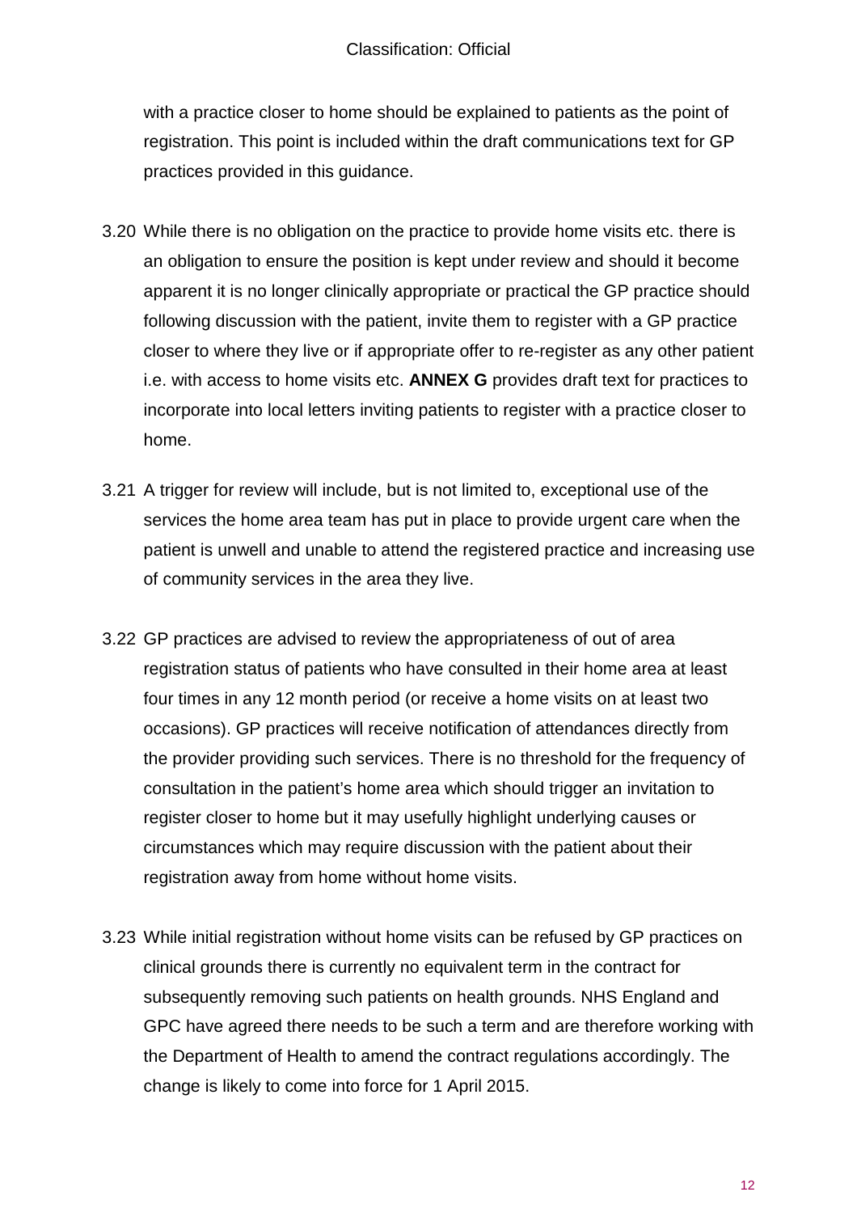with a practice closer to home should be explained to patients as the point of registration. This point is included within the draft communications text for GP practices provided in this guidance.

3.20 While there is no obligation on the practice to provide home visits etc. there is an obligation to ensure the position is kept under review and should it become apparent it is no longer clinically appropriate or practical the GP practice should following discussion with the patient, invite them to register with a GP practice closer to where they live or if appropriate offer to re-register as any other patient i.e. with access to home visits etc. **ANNEX G** provides draft text for practices to incorporate into local letters inviting patients to register with a practice closer to home.

3.21 A trigger for review will include, but is not limited to, exceptional use of the services the home area team has put in place to provide urgent care when the patient is unwell and unable to attend the registered practice and increasing use of community services in the area they live.

3.22 GP practices are advised to review the appropriateness of out of area registration status of patients who have consulted in their home area at least four times in any 12 month period (or receive a home visits on at least two occasions). GP practices will receive notification of attendances directly from the provider providing such services. There is no threshold for the frequency of consultation in the patient's home area which should trigger an invitation to register closer to home but it may usefully highlight underlying causes or circumstances which may require discussion with the patient about their registration away from home without home visits.

3.23 While initial registration without home visits can be refused by GP practices on clinical grounds there is currently no equivalent term in the contract for subsequently removing such patients on health grounds. NHS England and GPC have agreed there needs to be such a term and are therefore working with the Department of Health to amend the contract regulations accordingly. The change is likely to come into force for 1 April 2015.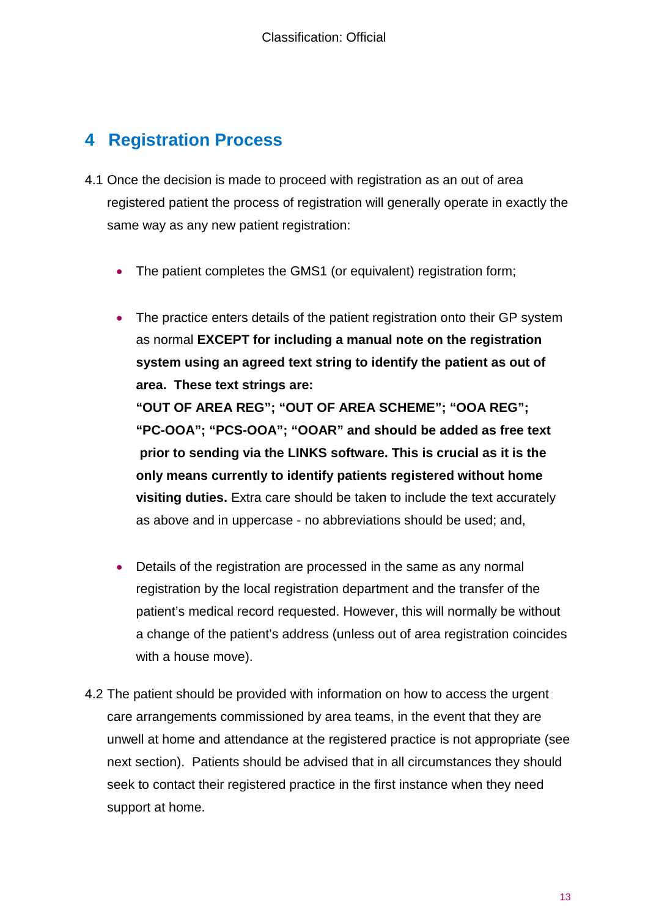# 4 Registration Process

4.1 Once the decision is made to proceed with registration as an out of area registered patient the process of registration will generally operate in exactly the same way as any new patient registration:

- The patient completes the GMS1 (or equivalent) registration form;
- The practice enters details of the patient registration onto their GP system as normal **EXCEPT for including a manual note on the registration system using an agreed text string to identify the patient as out of area. These text strings are: "OUT OF AREA REG"; "OUT OF AREA SCHEME"; "OOA REG"; "PC-OOA"; "PCS-OOA"; "OOAR" and should be added as free text prior to sending via the LINKS software. This is crucial as it is the only means currently to identify patients registered without home visiting duties.** Extra care should be taken to include the text accurately as above and in uppercase - no abbreviations should be used; and,
- Details of the registration are processed in the same as any normal registration by the local registration department and the transfer of the patient's medical record requested. However, this will normally be without a change of the patient's address (unless out of area registration coincides with a house move).

4.2 The patient should be provided with information on how to access the urgent care arrangements commissioned by area teams, in the event that they are unwell at home and attendance at the registered practice is not appropriate (see next section). Patients should be advised that in all circumstances they should seek to contact their registered practice in the first instance when they need support at home.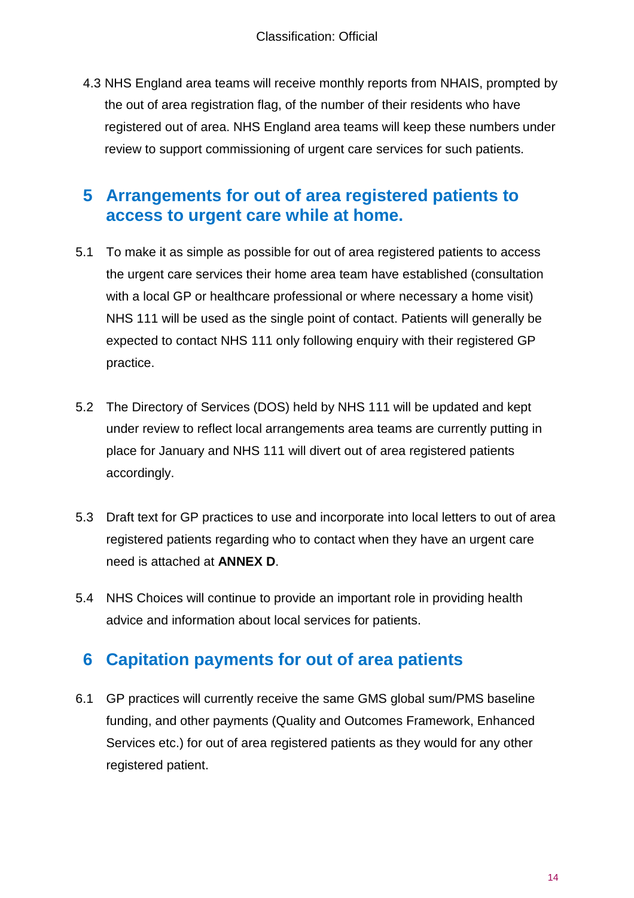4.3 NHS England area teams will receive monthly reports from NHAIS, prompted by the out of area registration flag, of the number of their residents who have registered out of area. NHS England area teams will keep these numbers under review to support commissioning of urgent care services for such patients.

## 5 Arrangements for out of area registered patients to access to urgent care while at home.

5.1 To make it as simple as possible for out of area registered patients to access the urgent care services their home area team have established (consultation with a local GP or healthcare professional or where necessary a home visit) NHS 111 will be used as the single point of contact. Patients will generally be expected to contact NHS 111 only following enquiry with their registered GP practice.

5.2 The Directory of Services (DOS) held by NHS 111 will be updated and kept under review to reflect local arrangements area teams are currently putting in place for January and NHS 111 will divert out of area registered patients accordingly.

5.3 Draft text for GP practices to use and incorporate into local letters to out of area registered patients regarding who to contact when they have an urgent care need is attached at **ANNEX D**.

5.4 NHS Choices will continue to provide an important role in providing health advice and information about local services for patients.

## 6 Capitation payments for out of area patients

6.1 GP practices will currently receive the same GMS global sum/PMS baseline funding, and other payments (Quality and Outcomes Framework, Enhanced Services etc.) for out of area registered patients as they would for any other registered patient.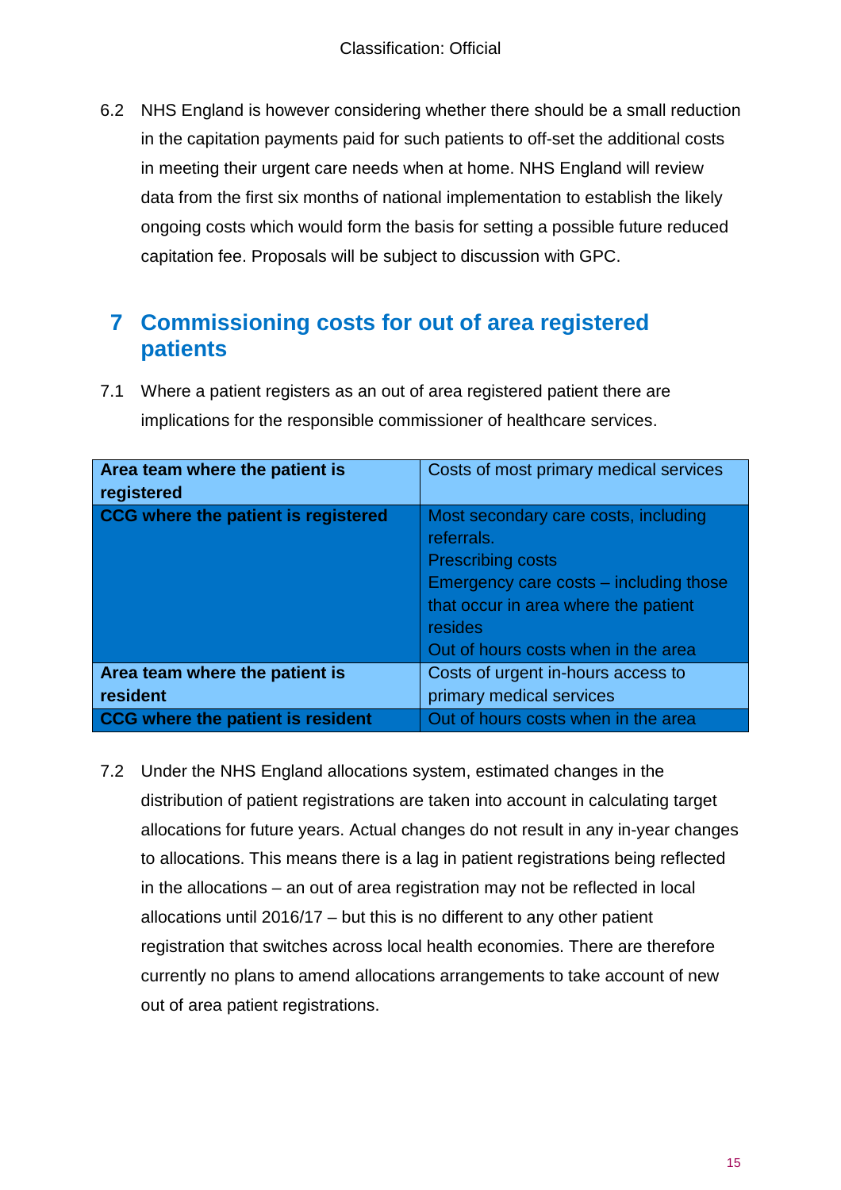6.2 NHS England is however considering whether there should be a small reduction in the capitation payments paid for such patients to off-set the additional costs in meeting their urgent care needs when at home. NHS England will review data from the first six months of national implementation to establish the likely ongoing costs which would form the basis for setting a possible future reduced capitation fee. Proposals will be subject to discussion with GPC.

## 7 Commissioning costs for out of area registered patients

7.1 Where a patient registers as an out of area registered patient there are implications for the responsible commissioner of healthcare services.

| | |
|---|---|
| **Area team where the patient is registered** | Costs of most primary medical services |
| **CCG where the patient is registered** | Most secondary care costs, including referrals.<br>Prescribing costs<br>Emergency care costs – including those that occur in area where the patient resides<br>Out of hours costs when in the area |
| **Area team where the patient is resident** | Costs of urgent in-hours access to primary medical services |
| **CCG where the patient is resident** | Out of hours costs when in the area |

7.2 Under the NHS England allocations system, estimated changes in the distribution of patient registrations are taken into account in calculating target allocations for future years. Actual changes do not result in any in-year changes to allocations. This means there is a lag in patient registrations being reflected in the allocations – an out of area registration may not be reflected in local allocations until 2016/17 – but this is no different to any other patient registration that switches across local health economies. There are therefore currently no plans to amend allocations arrangements to take account of new out of area patient registrations.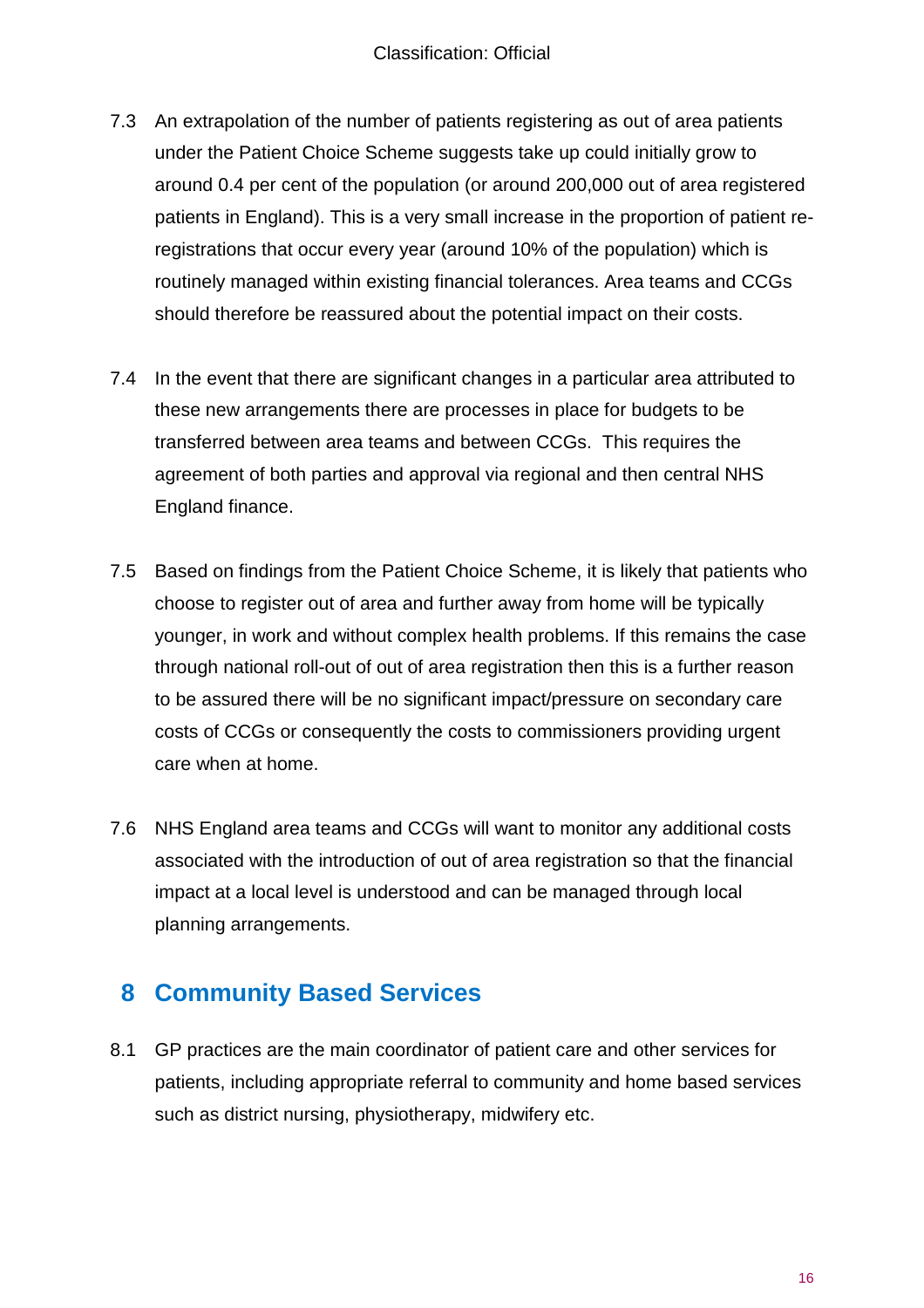7.3 An extrapolation of the number of patients registering as out of area patients under the Patient Choice Scheme suggests take up could initially grow to around 0.4 per cent of the population (or around 200,000 out of area registered patients in England). This is a very small increase in the proportion of patient re-registrations that occur every year (around 10% of the population) which is routinely managed within existing financial tolerances. Area teams and CCGs should therefore be reassured about the potential impact on their costs.

7.4 In the event that there are significant changes in a particular area attributed to these new arrangements there are processes in place for budgets to be transferred between area teams and between CCGs. This requires the agreement of both parties and approval via regional and then central NHS England finance.

7.5 Based on findings from the Patient Choice Scheme, it is likely that patients who choose to register out of area and further away from home will be typically younger, in work and without complex health problems. If this remains the case through national roll-out of out of area registration then this is a further reason to be assured there will be no significant impact/pressure on secondary care costs of CCGs or consequently the costs to commissioners providing urgent care when at home.

7.6 NHS England area teams and CCGs will want to monitor any additional costs associated with the introduction of out of area registration so that the financial impact at a local level is understood and can be managed through local planning arrangements.

# 8 Community Based Services

8.1 GP practices are the main coordinator of patient care and other services for patients, including appropriate referral to community and home based services such as district nursing, physiotherapy, midwifery etc.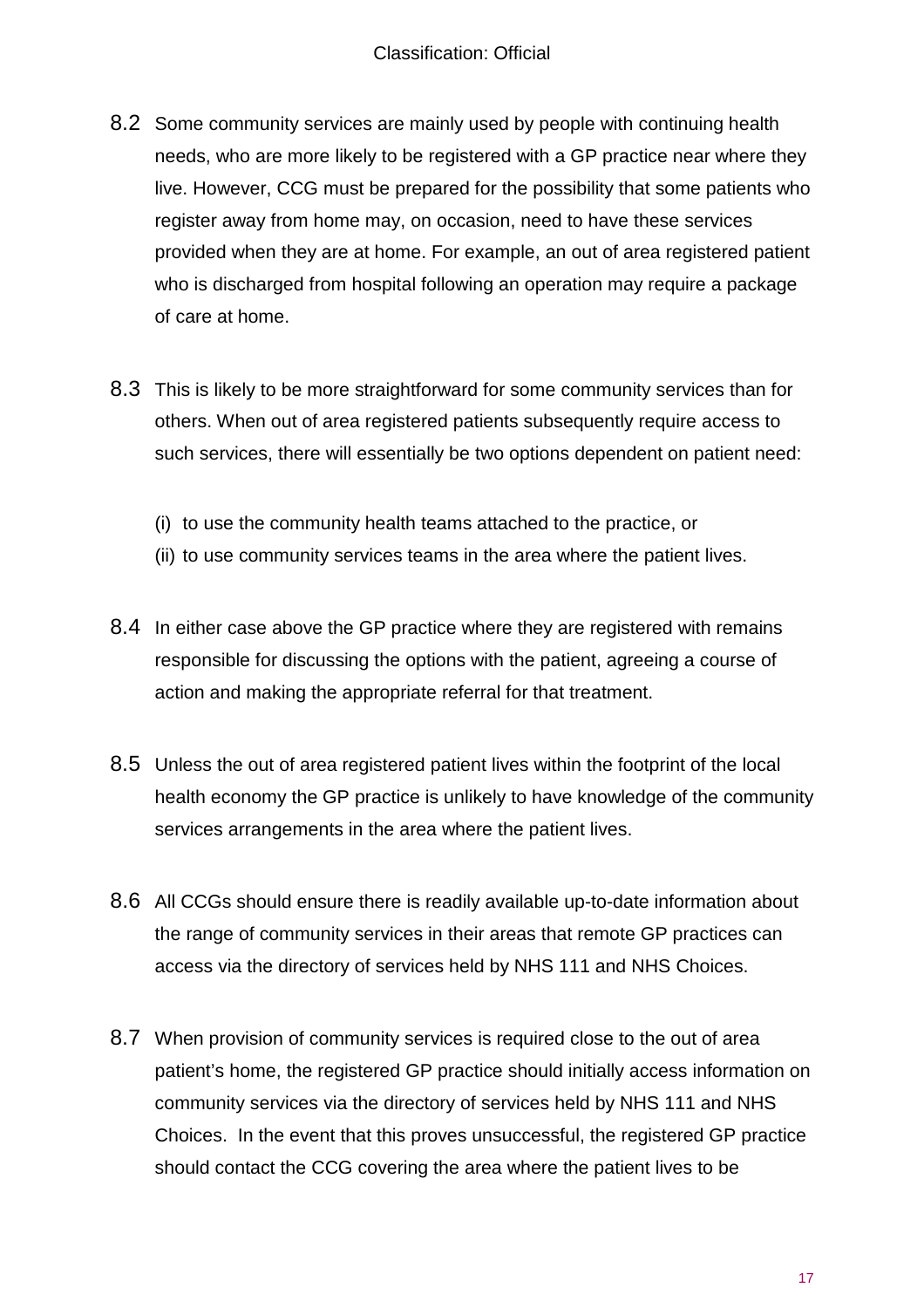8.2 Some community services are mainly used by people with continuing health needs, who are more likely to be registered with a GP practice near where they live. However, CCG must be prepared for the possibility that some patients who register away from home may, on occasion, need to have these services provided when they are at home. For example, an out of area registered patient who is discharged from hospital following an operation may require a package of care at home.

8.3 This is likely to be more straightforward for some community services than for others. When out of area registered patients subsequently require access to such services, there will essentially be two options dependent on patient need:

(i) to use the community health teams attached to the practice, or
(ii) to use community services teams in the area where the patient lives.

8.4 In either case above the GP practice where they are registered with remains responsible for discussing the options with the patient, agreeing a course of action and making the appropriate referral for that treatment.

8.5 Unless the out of area registered patient lives within the footprint of the local health economy the GP practice is unlikely to have knowledge of the community services arrangements in the area where the patient lives.

8.6 All CCGs should ensure there is readily available up-to-date information about the range of community services in their areas that remote GP practices can access via the directory of services held by NHS 111 and NHS Choices.

8.7 When provision of community services is required close to the out of area patient's home, the registered GP practice should initially access information on community services via the directory of services held by NHS 111 and NHS Choices. In the event that this proves unsuccessful, the registered GP practice should contact the CCG covering the area where the patient lives to be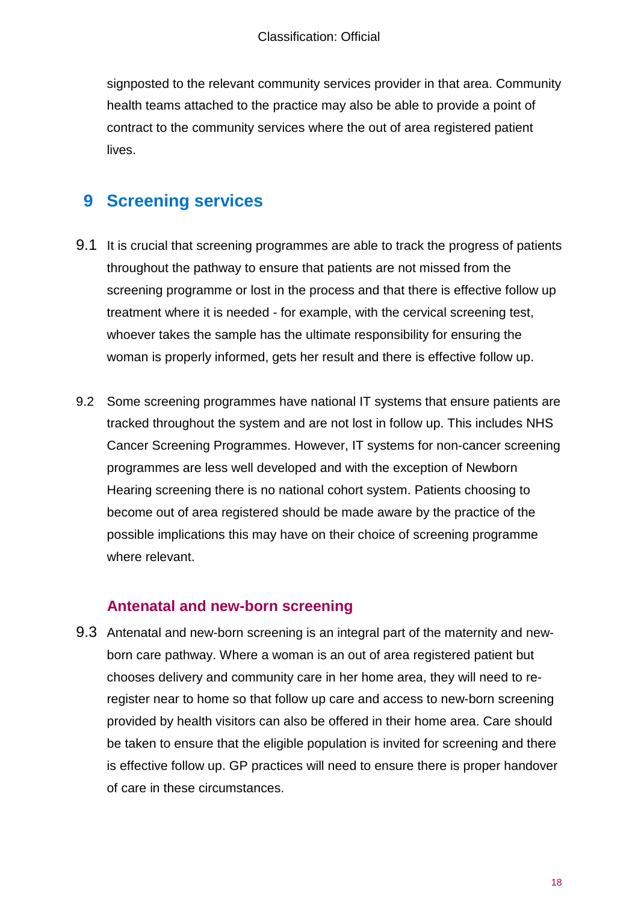signposted to the relevant community services provider in that area. Community health teams attached to the practice may also be able to provide a point of contract to the community services where the out of area registered patient lives.

## 9 Screening services

9.1 It is crucial that screening programmes are able to track the progress of patients throughout the pathway to ensure that patients are not missed from the screening programme or lost in the process and that there is effective follow up treatment where it is needed - for example, with the cervical screening test, whoever takes the sample has the ultimate responsibility for ensuring the woman is properly informed, gets her result and there is effective follow up.

9.2 Some screening programmes have national IT systems that ensure patients are tracked throughout the system and are not lost in follow up. This includes NHS Cancer Screening Programmes. However, IT systems for non-cancer screening programmes are less well developed and with the exception of Newborn Hearing screening there is no national cohort system. Patients choosing to become out of area registered should be made aware by the practice of the possible implications this may have on their choice of screening programme where relevant.

### Antenatal and new-born screening

9.3 Antenatal and new-born screening is an integral part of the maternity and new-born care pathway. Where a woman is an out of area registered patient but chooses delivery and community care in her home area, they will need to re-register near to home so that follow up care and access to new-born screening provided by health visitors can also be offered in their home area. Care should be taken to ensure that the eligible population is invited for screening and there is effective follow up. GP practices will need to ensure there is proper handover of care in these circumstances.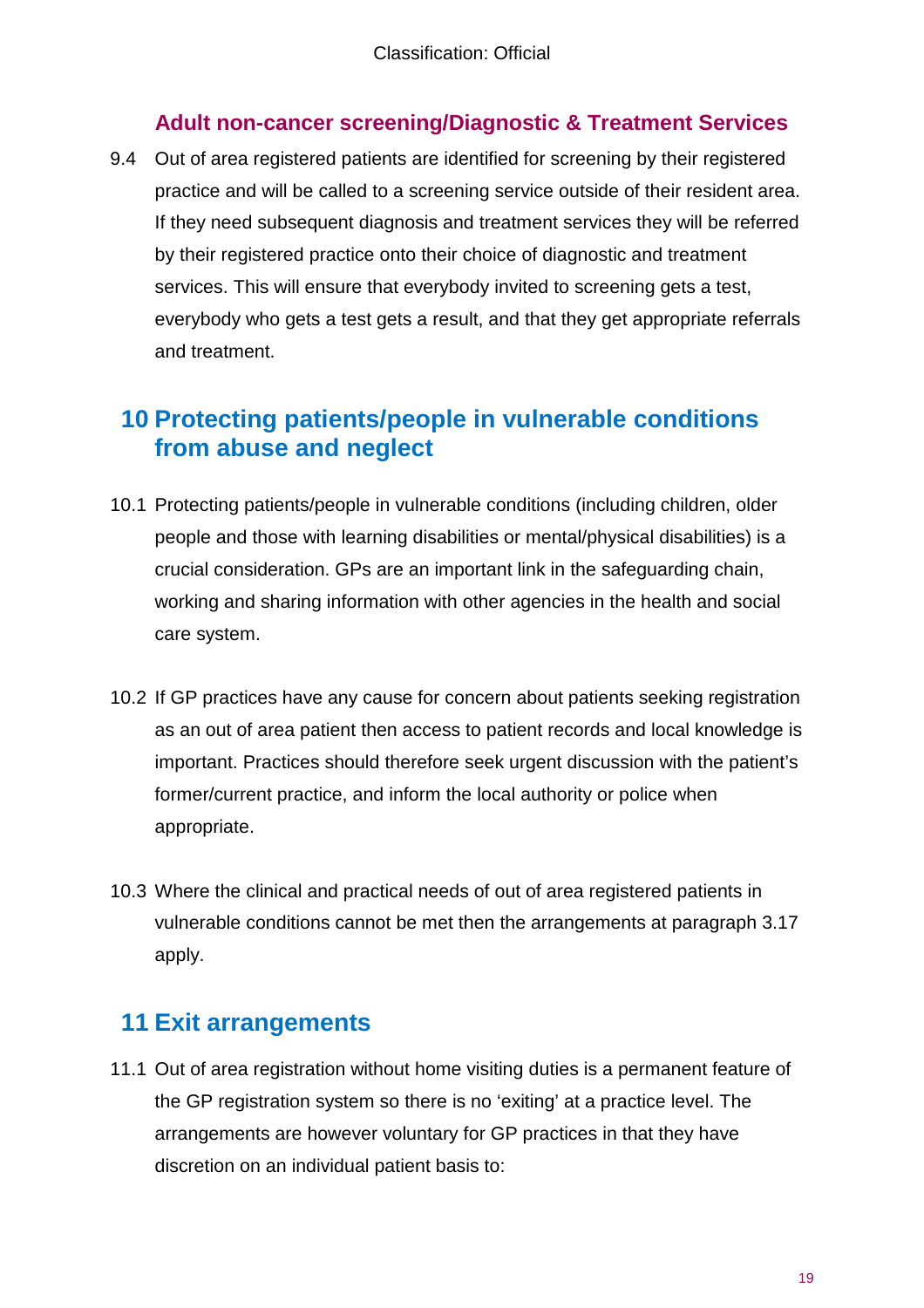### Adult non-cancer screening/Diagnostic & Treatment Services

9.4 Out of area registered patients are identified for screening by their registered practice and will be called to a screening service outside of their resident area. If they need subsequent diagnosis and treatment services they will be referred by their registered practice onto their choice of diagnostic and treatment services. This will ensure that everybody invited to screening gets a test, everybody who gets a test gets a result, and that they get appropriate referrals and treatment.

## 10 Protecting patients/people in vulnerable conditions from abuse and neglect

10.1 Protecting patients/people in vulnerable conditions (including children, older people and those with learning disabilities or mental/physical disabilities) is a crucial consideration. GPs are an important link in the safeguarding chain, working and sharing information with other agencies in the health and social care system.

10.2 If GP practices have any cause for concern about patients seeking registration as an out of area patient then access to patient records and local knowledge is important. Practices should therefore seek urgent discussion with the patient's former/current practice, and inform the local authority or police when appropriate.

10.3 Where the clinical and practical needs of out of area registered patients in vulnerable conditions cannot be met then the arrangements at paragraph 3.17 apply.

## 11 Exit arrangements

11.1 Out of area registration without home visiting duties is a permanent feature of the GP registration system so there is no 'exiting' at a practice level. The arrangements are however voluntary for GP practices in that they have discretion on an individual patient basis to: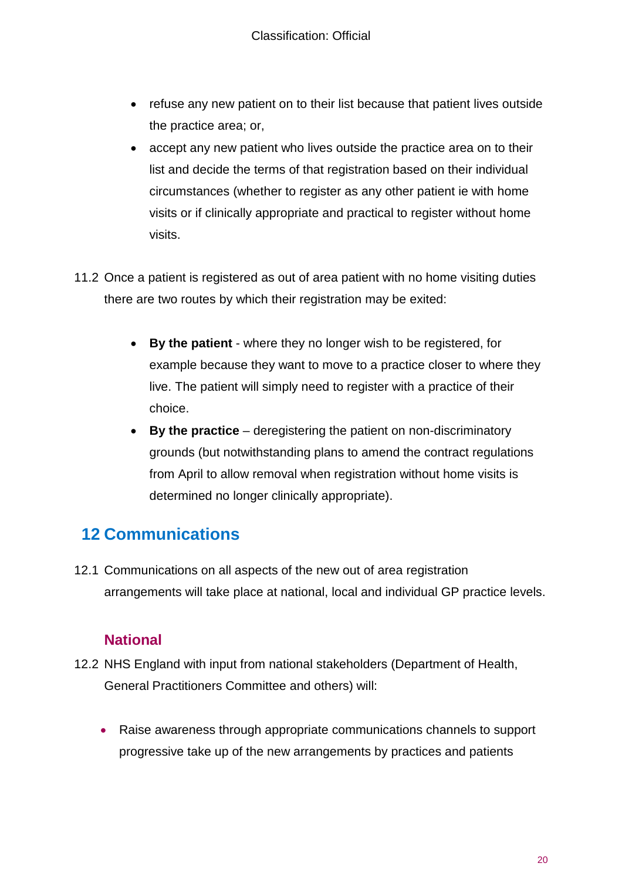- refuse any new patient on to their list because that patient lives outside the practice area; or,
- accept any new patient who lives outside the practice area on to their list and decide the terms of that registration based on their individual circumstances (whether to register as any other patient ie with home visits or if clinically appropriate and practical to register without home visits.

11.2 Once a patient is registered as out of area patient with no home visiting duties there are two routes by which their registration may be exited:

- **By the patient** - where they no longer wish to be registered, for example because they want to move to a practice closer to where they live. The patient will simply need to register with a practice of their choice.
- **By the practice** – deregistering the patient on non-discriminatory grounds (but notwithstanding plans to amend the contract regulations from April to allow removal when registration without home visits is determined no longer clinically appropriate).

## 12 Communications

12.1 Communications on all aspects of the new out of area registration arrangements will take place at national, local and individual GP practice levels.

### National

12.2 NHS England with input from national stakeholders (Department of Health, General Practitioners Committee and others) will:

- Raise awareness through appropriate communications channels to support progressive take up of the new arrangements by practices and patients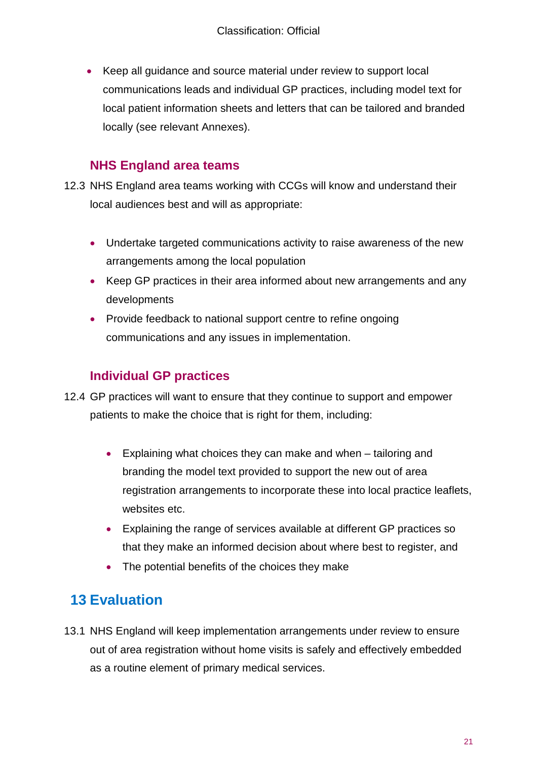- Keep all guidance and source material under review to support local communications leads and individual GP practices, including model text for local patient information sheets and letters that can be tailored and branded locally (see relevant Annexes).

### NHS England area teams

12.3 NHS England area teams working with CCGs will know and understand their local audiences best and will as appropriate:

- Undertake targeted communications activity to raise awareness of the new arrangements among the local population
- Keep GP practices in their area informed about new arrangements and any developments
- Provide feedback to national support centre to refine ongoing communications and any issues in implementation.

### Individual GP practices

12.4 GP practices will want to ensure that they continue to support and empower patients to make the choice that is right for them, including:

- Explaining what choices they can make and when – tailoring and branding the model text provided to support the new out of area registration arrangements to incorporate these into local practice leaflets, websites etc.
- Explaining the range of services available at different GP practices so that they make an informed decision about where best to register, and
- The potential benefits of the choices they make

## 13 Evaluation

13.1 NHS England will keep implementation arrangements under review to ensure out of area registration without home visits is safely and effectively embedded as a routine element of primary medical services.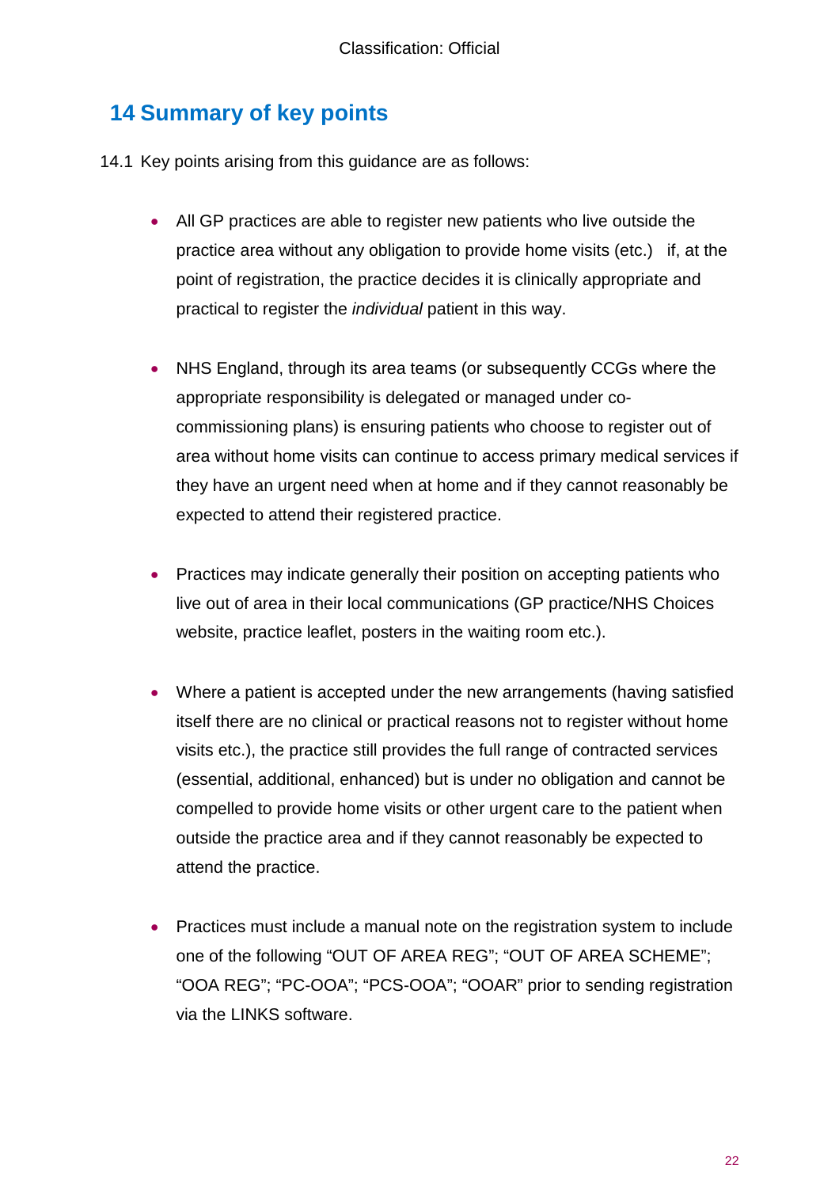## 14 Summary of key points

14.1 Key points arising from this guidance are as follows:

- All GP practices are able to register new patients who live outside the practice area without any obligation to provide home visits (etc.) if, at the point of registration, the practice decides it is clinically appropriate and practical to register the *individual* patient in this way.
- NHS England, through its area teams (or subsequently CCGs where the appropriate responsibility is delegated or managed under co-commissioning plans) is ensuring patients who choose to register out of area without home visits can continue to access primary medical services if they have an urgent need when at home and if they cannot reasonably be expected to attend their registered practice.
- Practices may indicate generally their position on accepting patients who live out of area in their local communications (GP practice/NHS Choices website, practice leaflet, posters in the waiting room etc.).
- Where a patient is accepted under the new arrangements (having satisfied itself there are no clinical or practical reasons not to register without home visits etc.), the practice still provides the full range of contracted services (essential, additional, enhanced) but is under no obligation and cannot be compelled to provide home visits or other urgent care to the patient when outside the practice area and if they cannot reasonably be expected to attend the practice.
- Practices must include a manual note on the registration system to include one of the following "OUT OF AREA REG"; "OUT OF AREA SCHEME"; "OOA REG"; "PC-OOA"; "PCS-OOA"; "OOAR" prior to sending registration via the LINKS software.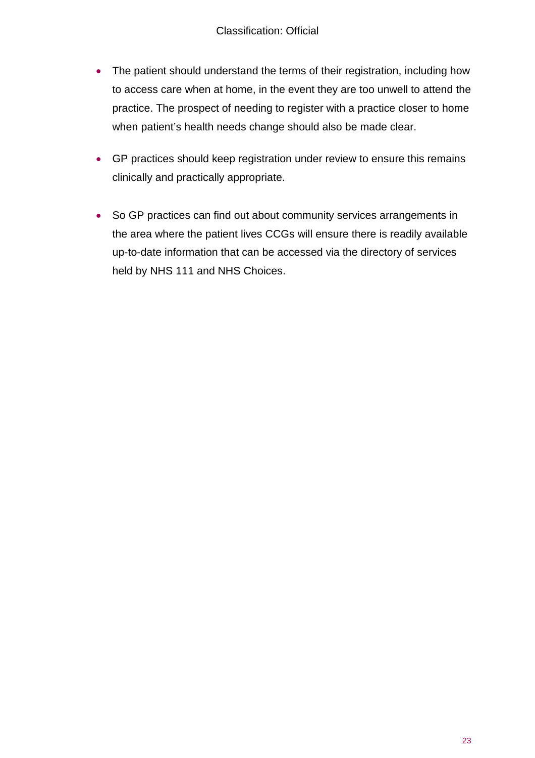- The patient should understand the terms of their registration, including how to access care when at home, in the event they are too unwell to attend the practice. The prospect of needing to register with a practice closer to home when patient's health needs change should also be made clear.
- GP practices should keep registration under review to ensure this remains clinically and practically appropriate.
- So GP practices can find out about community services arrangements in the area where the patient lives CCGs will ensure there is readily available up-to-date information that can be accessed via the directory of services held by NHS 111 and NHS Choices.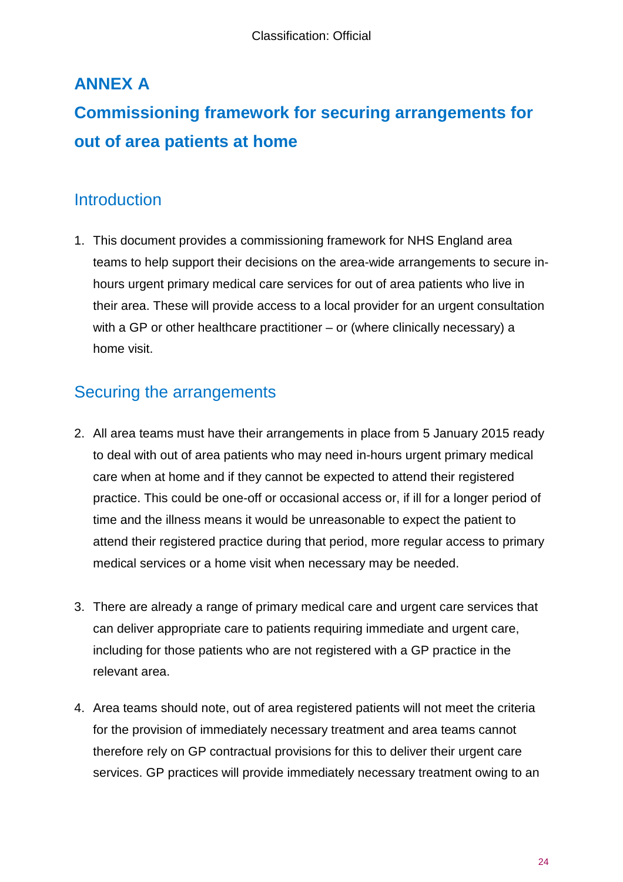# ANNEX A

# Commissioning framework for securing arrangements for out of area patients at home

## Introduction

1. This document provides a commissioning framework for NHS England area teams to help support their decisions on the area-wide arrangements to secure in-hours urgent primary medical care services for out of area patients who live in their area. These will provide access to a local provider for an urgent consultation with a GP or other healthcare practitioner – or (where clinically necessary) a home visit.

## Securing the arrangements

2. All area teams must have their arrangements in place from 5 January 2015 ready to deal with out of area patients who may need in-hours urgent primary medical care when at home and if they cannot be expected to attend their registered practice. This could be one-off or occasional access or, if ill for a longer period of time and the illness means it would be unreasonable to expect the patient to attend their registered practice during that period, more regular access to primary medical services or a home visit when necessary may be needed.

3. There are already a range of primary medical care and urgent care services that can deliver appropriate care to patients requiring immediate and urgent care, including for those patients who are not registered with a GP practice in the relevant area.

4. Area teams should note, out of area registered patients will not meet the criteria for the provision of immediately necessary treatment and area teams cannot therefore rely on GP contractual provisions for this to deliver their urgent care services. GP practices will provide immediately necessary treatment owing to an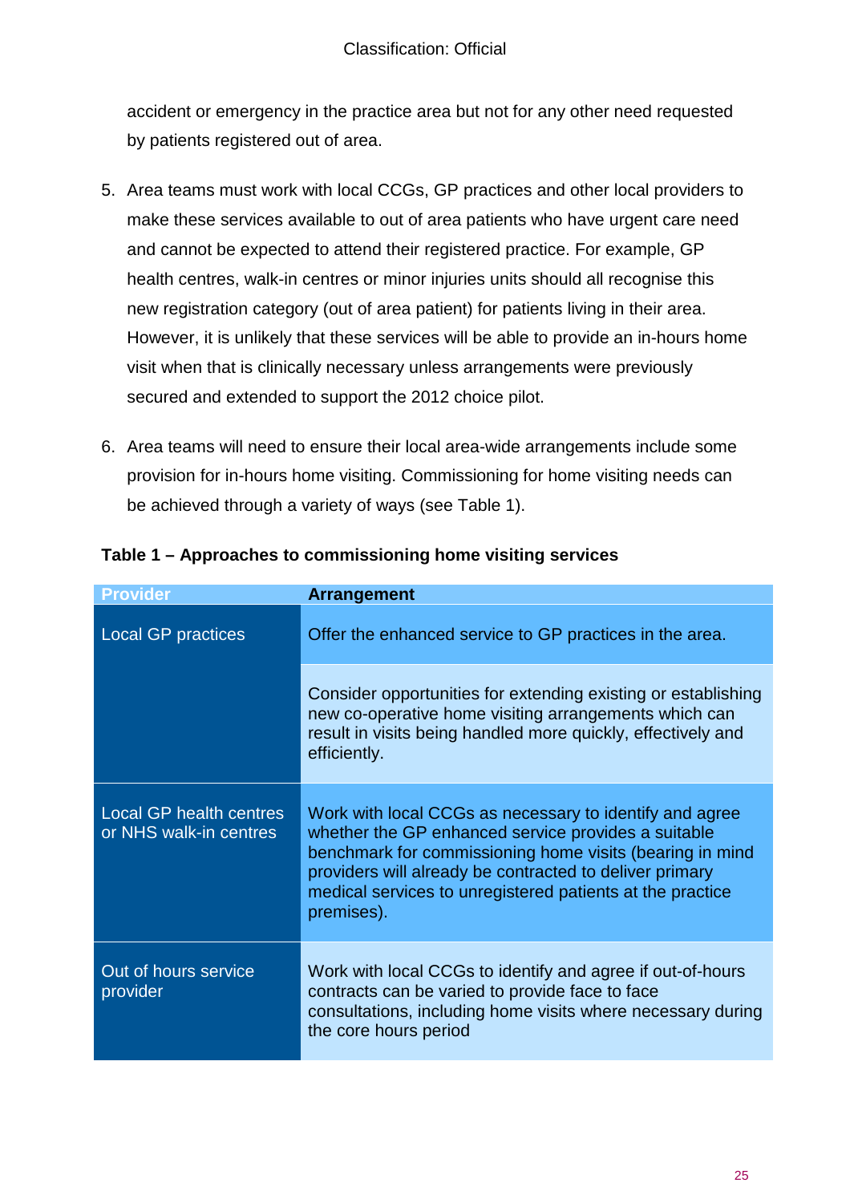accident or emergency in the practice area but not for any other need requested by patients registered out of area.

5. Area teams must work with local CCGs, GP practices and other local providers to make these services available to out of area patients who have urgent care need and cannot be expected to attend their registered practice. For example, GP health centres, walk-in centres or minor injuries units should all recognise this new registration category (out of area patient) for patients living in their area. However, it is unlikely that these services will be able to provide an in-hours home visit when that is clinically necessary unless arrangements were previously secured and extended to support the 2012 choice pilot.

6. Area teams will need to ensure their local area-wide arrangements include some provision for in-hours home visiting. Commissioning for home visiting needs can be achieved through a variety of ways (see Table 1).

**Table 1 – Approaches to commissioning home visiting services**

| Provider | Arrangement |
|---|---|
| Local GP practices | Offer the enhanced service to GP practices in the area. |
| | Consider opportunities for extending existing or establishing new co-operative home visiting arrangements which can result in visits being handled more quickly, effectively and efficiently. |
| Local GP health centres or NHS walk-in centres | Work with local CCGs as necessary to identify and agree whether the GP enhanced service provides a suitable benchmark for commissioning home visits (bearing in mind providers will already be contracted to deliver primary medical services to unregistered patients at the practice premises). |
| Out of hours service provider | Work with local CCGs to identify and agree if out-of-hours contracts can be varied to provide face to face consultations, including home visits where necessary during the core hours period |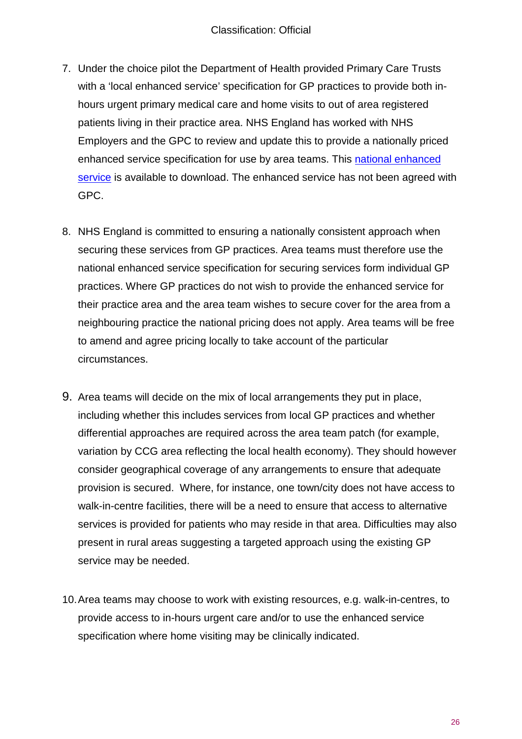7. Under the choice pilot the Department of Health provided Primary Care Trusts with a 'local enhanced service' specification for GP practices to provide both in-hours urgent primary medical care and home visits to out of area registered patients living in their practice area. NHS England has worked with NHS Employers and the GPC to review and update this to provide a nationally priced enhanced service specification for use by area teams. This national enhanced service is available to download. The enhanced service has not been agreed with GPC.

8. NHS England is committed to ensuring a nationally consistent approach when securing these services from GP practices. Area teams must therefore use the national enhanced service specification for securing services form individual GP practices. Where GP practices do not wish to provide the enhanced service for their practice area and the area team wishes to secure cover for the area from a neighbouring practice the national pricing does not apply. Area teams will be free to amend and agree pricing locally to take account of the particular circumstances.

9. Area teams will decide on the mix of local arrangements they put in place, including whether this includes services from local GP practices and whether differential approaches are required across the area team patch (for example, variation by CCG area reflecting the local health economy). They should however consider geographical coverage of any arrangements to ensure that adequate provision is secured. Where, for instance, one town/city does not have access to walk-in-centre facilities, there will be a need to ensure that access to alternative services is provided for patients who may reside in that area. Difficulties may also present in rural areas suggesting a targeted approach using the existing GP service may be needed.

10. Area teams may choose to work with existing resources, e.g. walk-in-centres, to provide access to in-hours urgent care and/or to use the enhanced service specification where home visiting may be clinically indicated.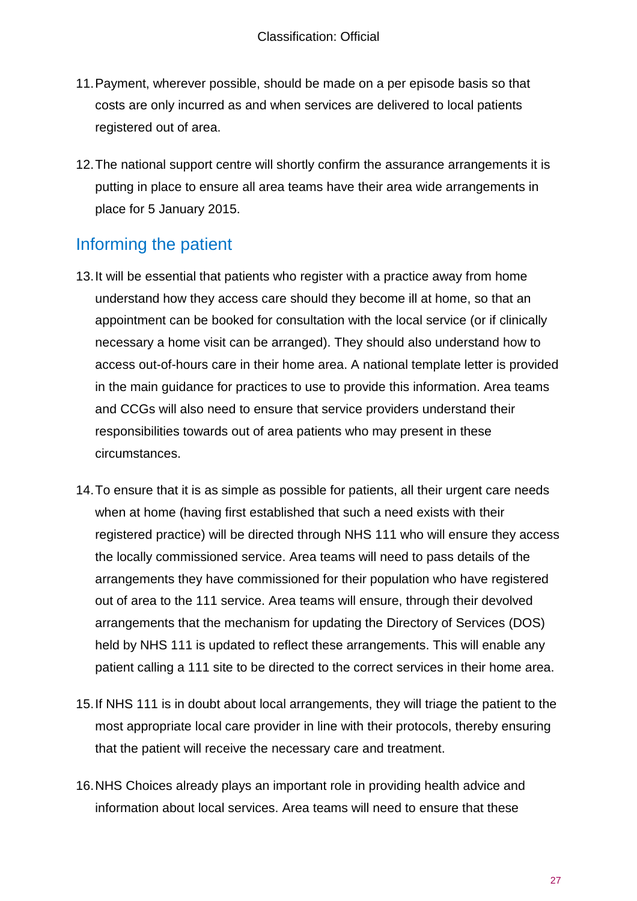11. Payment, wherever possible, should be made on a per episode basis so that costs are only incurred as and when services are delivered to local patients registered out of area.

12. The national support centre will shortly confirm the assurance arrangements it is putting in place to ensure all area teams have their area wide arrangements in place for 5 January 2015.

## Informing the patient

13. It will be essential that patients who register with a practice away from home understand how they access care should they become ill at home, so that an appointment can be booked for consultation with the local service (or if clinically necessary a home visit can be arranged). They should also understand how to access out-of-hours care in their home area. A national template letter is provided in the main guidance for practices to use to provide this information. Area teams and CCGs will also need to ensure that service providers understand their responsibilities towards out of area patients who may present in these circumstances.

14. To ensure that it is as simple as possible for patients, all their urgent care needs when at home (having first established that such a need exists with their registered practice) will be directed through NHS 111 who will ensure they access the locally commissioned service. Area teams will need to pass details of the arrangements they have commissioned for their population who have registered out of area to the 111 service. Area teams will ensure, through their devolved arrangements that the mechanism for updating the Directory of Services (DOS) held by NHS 111 is updated to reflect these arrangements. This will enable any patient calling a 111 site to be directed to the correct services in their home area.

15. If NHS 111 is in doubt about local arrangements, they will triage the patient to the most appropriate local care provider in line with their protocols, thereby ensuring that the patient will receive the necessary care and treatment.

16. NHS Choices already plays an important role in providing health advice and information about local services. Area teams will need to ensure that these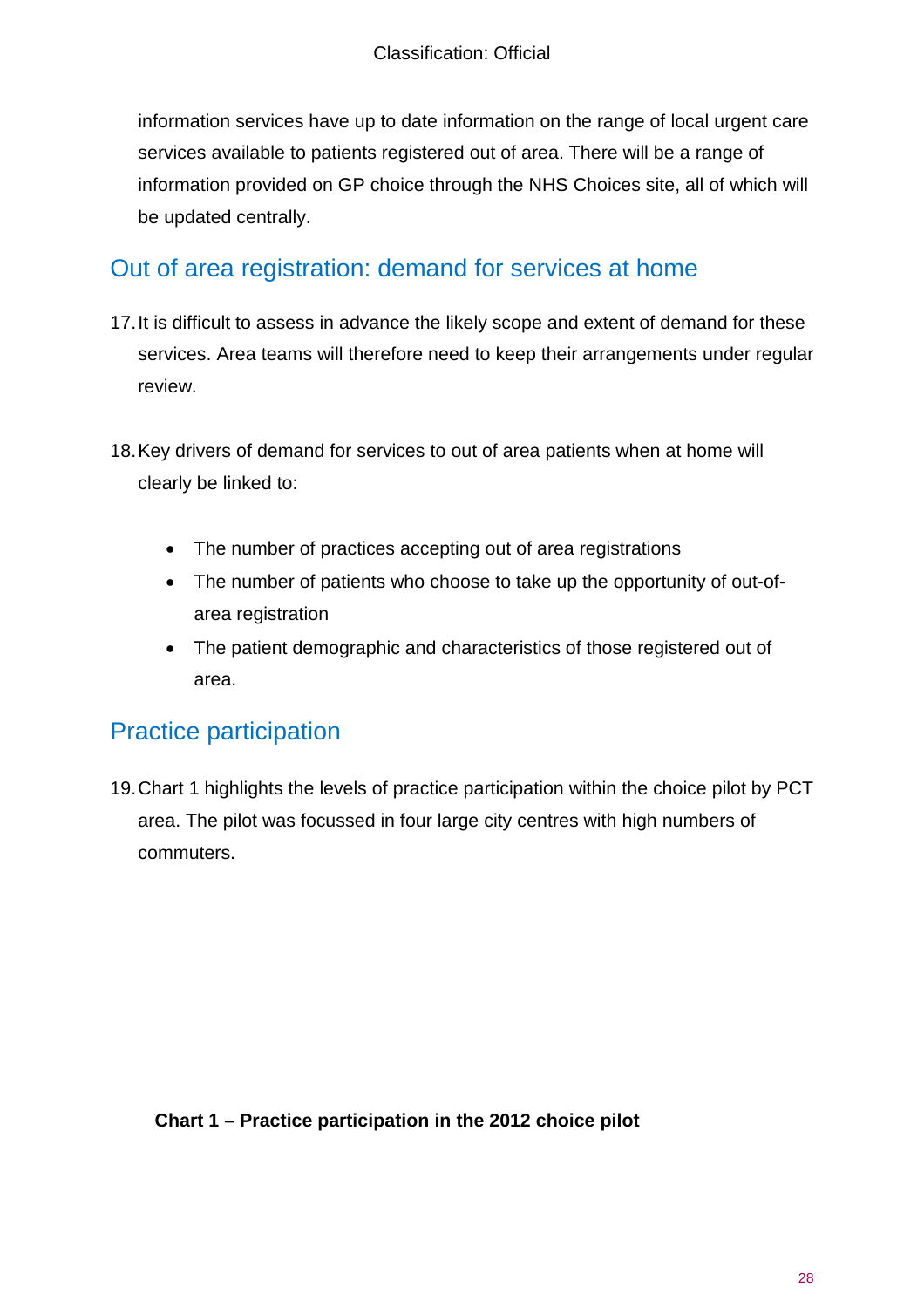information services have up to date information on the range of local urgent care services available to patients registered out of area. There will be a range of information provided on GP choice through the NHS Choices site, all of which will be updated centrally.

## Out of area registration: demand for services at home

17. It is difficult to assess in advance the likely scope and extent of demand for these services. Area teams will therefore need to keep their arrangements under regular review.

18. Key drivers of demand for services to out of area patients when at home will clearly be linked to:

    - The number of practices accepting out of area registrations
    - The number of patients who choose to take up the opportunity of out-of-area registration
    - The patient demographic and characteristics of those registered out of area.

## Practice participation

19. Chart 1 highlights the levels of practice participation within the choice pilot by PCT area. The pilot was focussed in four large city centres with high numbers of commuters.

**Chart 1 – Practice participation in the 2012 choice pilot**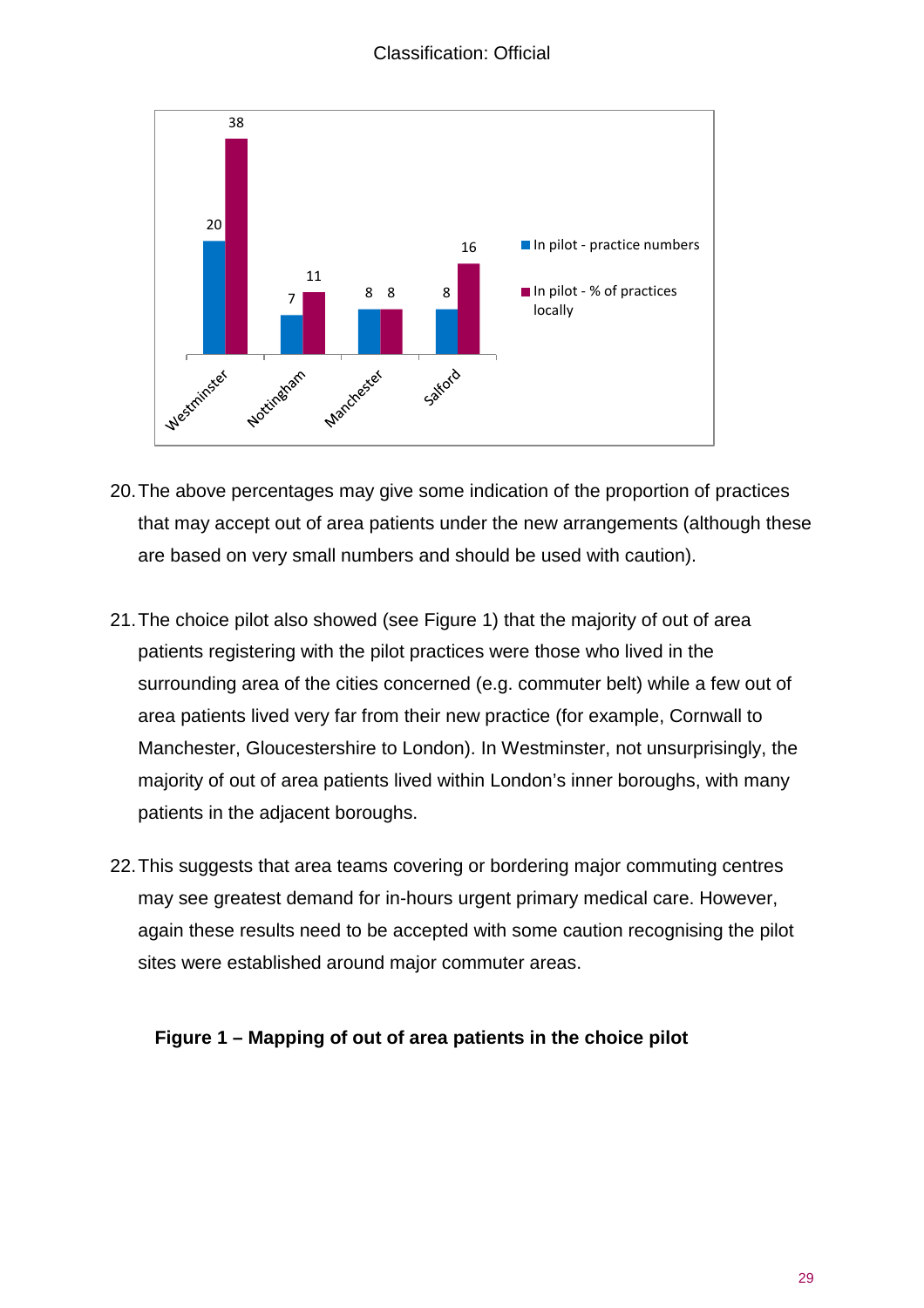| | In pilot - practice numbers | In pilot - % of practices locally |
|---|---|---|
| Westminster | 20 | 38 |
| Nottingham | 7 | 11 |
| Manchester | 8 | 8 |
| Salford | 8 | 16 |

20. The above percentages may give some indication of the proportion of practices that may accept out of area patients under the new arrangements (although these are based on very small numbers and should be used with caution).

21. The choice pilot also showed (see Figure 1) that the majority of out of area patients registering with the pilot practices were those who lived in the surrounding area of the cities concerned (e.g. commuter belt) while a few out of area patients lived very far from their new practice (for example, Cornwall to Manchester, Gloucestershire to London). In Westminster, not unsurprisingly, the majority of out of area patients lived within London's inner boroughs, with many patients in the adjacent boroughs.

22. This suggests that area teams covering or bordering major commuting centres may see greatest demand for in-hours urgent primary medical care. However, again these results need to be accepted with some caution recognising the pilot sites were established around major commuter areas.

**Figure 1 – Mapping of out of area patients in the choice pilot**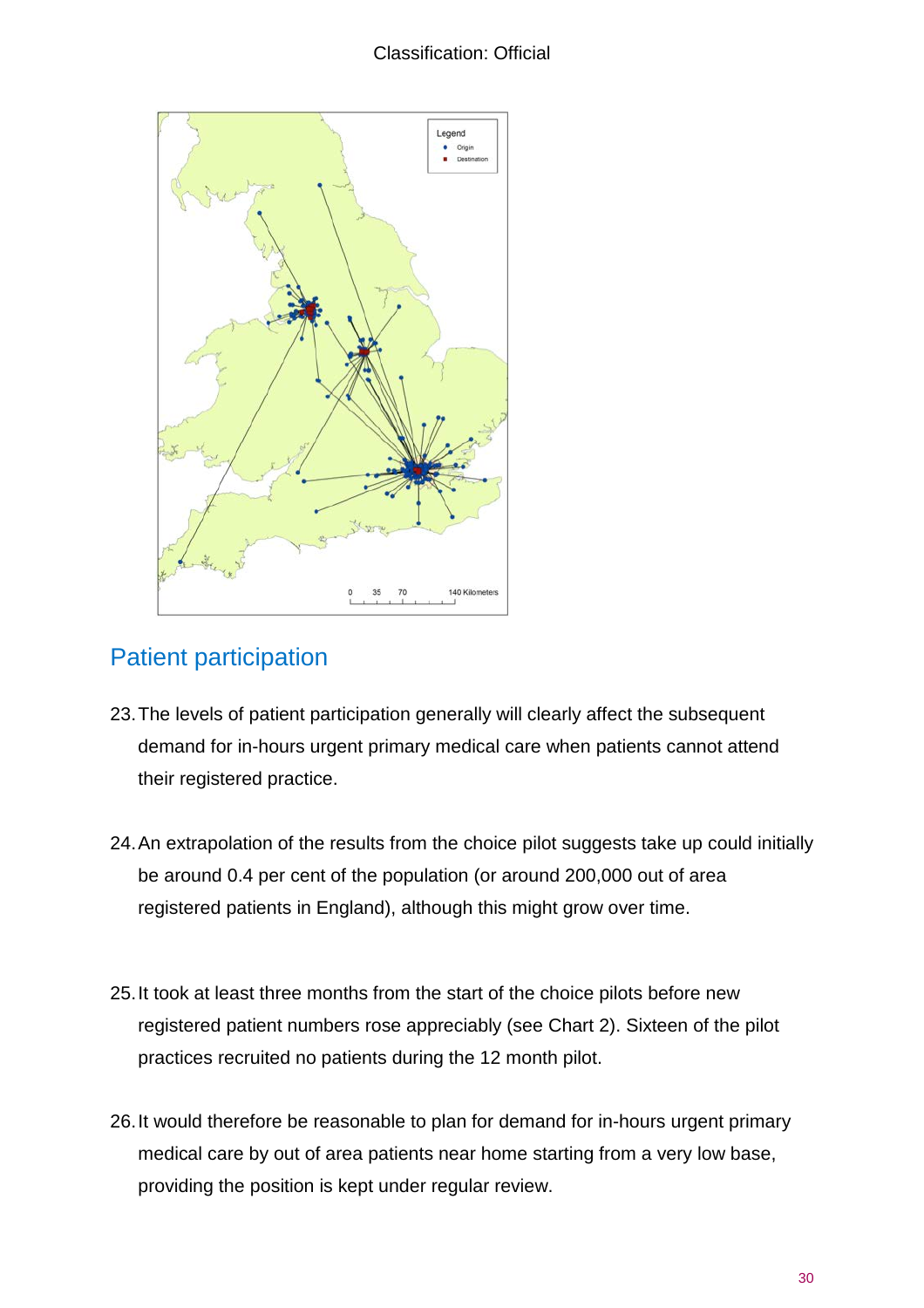## Patient participation

23. The levels of patient participation generally will clearly affect the subsequent demand for in-hours urgent primary medical care when patients cannot attend their registered practice.

24. An extrapolation of the results from the choice pilot suggests take up could initially be around 0.4 per cent of the population (or around 200,000 out of area registered patients in England), although this might grow over time.

25. It took at least three months from the start of the choice pilots before new registered patient numbers rose appreciably (see Chart 2). Sixteen of the pilot practices recruited no patients during the 12 month pilot.

26. It would therefore be reasonable to plan for demand for in-hours urgent primary medical care by out of area patients near home starting from a very low base, providing the position is kept under regular review.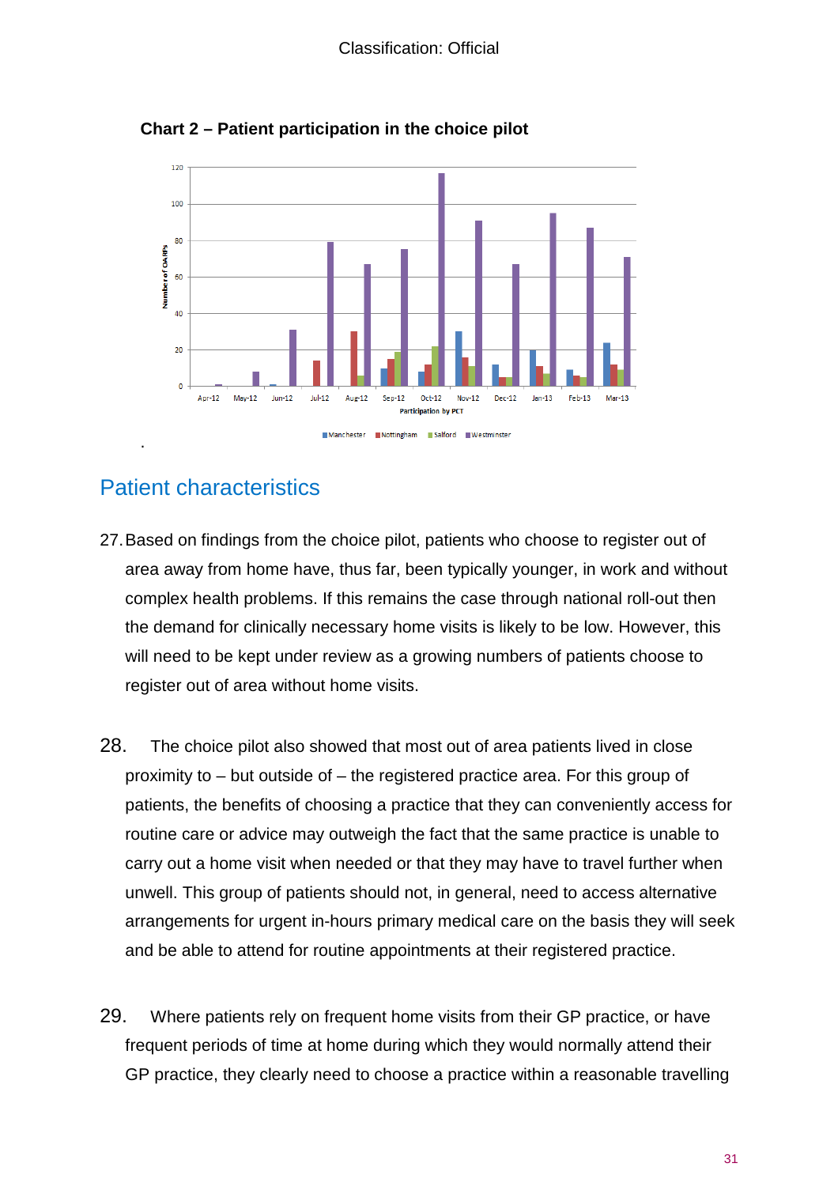**Chart 2 – Patient participation in the choice pilot**

.

## Patient characteristics

27. Based on findings from the choice pilot, patients who choose to register out of area away from home have, thus far, been typically younger, in work and without complex health problems. If this remains the case through national roll-out then the demand for clinically necessary home visits is likely to be low. However, this will need to be kept under review as a growing numbers of patients choose to register out of area without home visits.

28. The choice pilot also showed that most out of area patients lived in close proximity to – but outside of – the registered practice area. For this group of patients, the benefits of choosing a practice that they can conveniently access for routine care or advice may outweigh the fact that the same practice is unable to carry out a home visit when needed or that they may have to travel further when unwell. This group of patients should not, in general, need to access alternative arrangements for urgent in-hours primary medical care on the basis they will seek and be able to attend for routine appointments at their registered practice.

29. Where patients rely on frequent home visits from their GP practice, or have frequent periods of time at home during which they would normally attend their GP practice, they clearly need to choose a practice within a reasonable travelling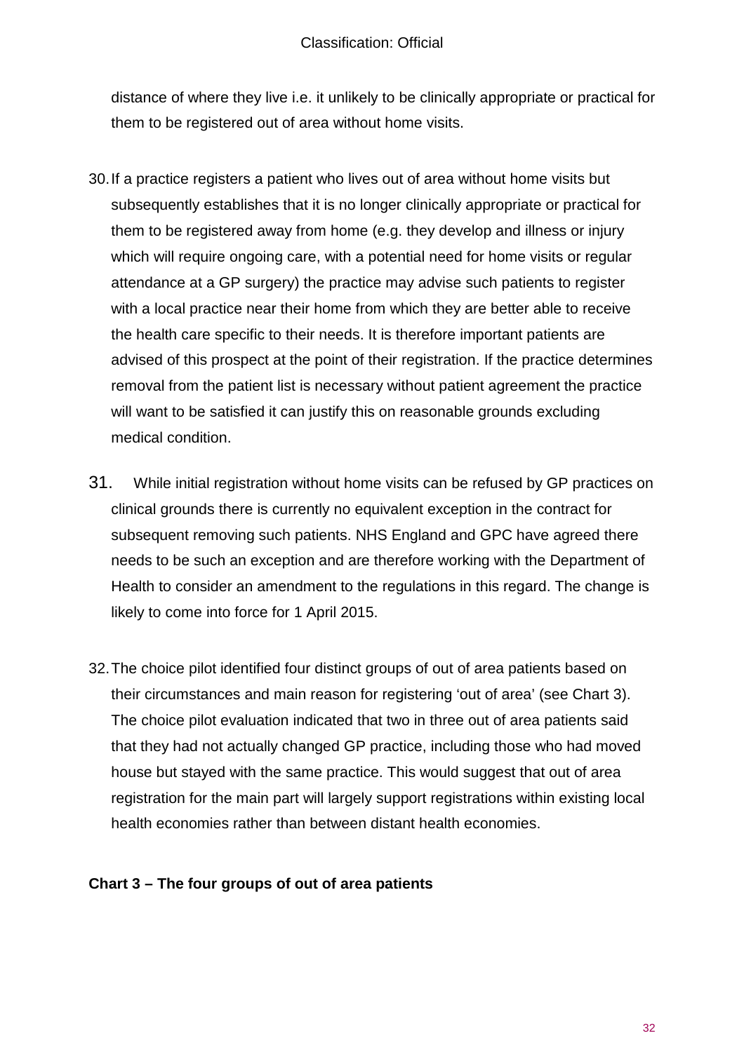distance of where they live i.e. it unlikely to be clinically appropriate or practical for them to be registered out of area without home visits.

30. If a practice registers a patient who lives out of area without home visits but subsequently establishes that it is no longer clinically appropriate or practical for them to be registered away from home (e.g. they develop and illness or injury which will require ongoing care, with a potential need for home visits or regular attendance at a GP surgery) the practice may advise such patients to register with a local practice near their home from which they are better able to receive the health care specific to their needs. It is therefore important patients are advised of this prospect at the point of their registration. If the practice determines removal from the patient list is necessary without patient agreement the practice will want to be satisfied it can justify this on reasonable grounds excluding medical condition.

31. While initial registration without home visits can be refused by GP practices on clinical grounds there is currently no equivalent exception in the contract for subsequent removing such patients. NHS England and GPC have agreed there needs to be such an exception and are therefore working with the Department of Health to consider an amendment to the regulations in this regard. The change is likely to come into force for 1 April 2015.

32. The choice pilot identified four distinct groups of out of area patients based on their circumstances and main reason for registering 'out of area' (see Chart 3). The choice pilot evaluation indicated that two in three out of area patients said that they had not actually changed GP practice, including those who had moved house but stayed with the same practice. This would suggest that out of area registration for the main part will largely support registrations within existing local health economies rather than between distant health economies.

**Chart 3 – The four groups of out of area patients**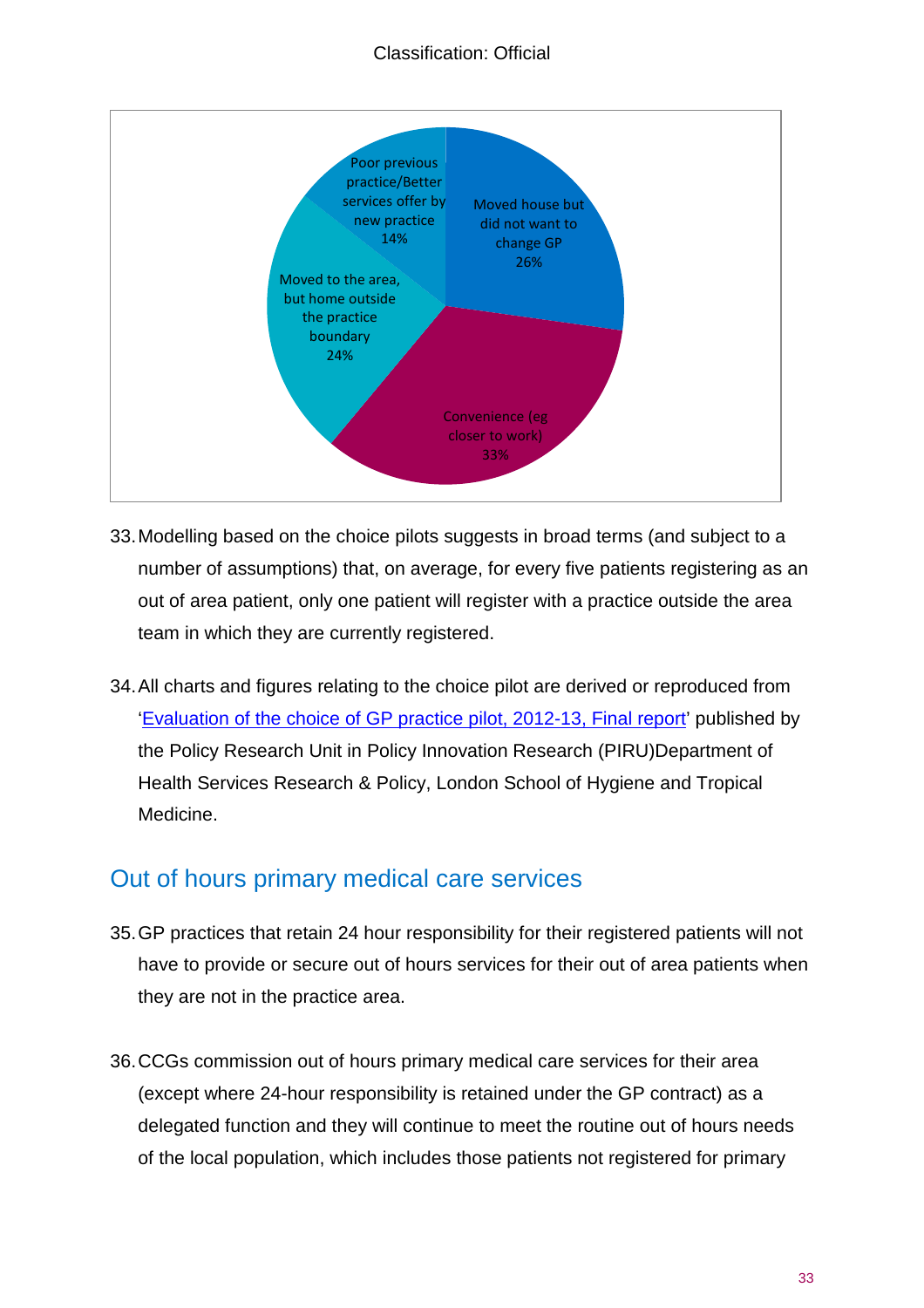| Reason | Percentage |
|---|---|
| Moved house but did not want to change GP | 26% |
| Convenience (eg closer to work) | 33% |
| Moved to the area, but home outside the practice boundary | 24% |
| Poor previous practice/Better services offer by new practice | 14% |

33. Modelling based on the choice pilots suggests in broad terms (and subject to a number of assumptions) that, on average, for every five patients registering as an out of area patient, only one patient will register with a practice outside the area team in which they are currently registered.

34. All charts and figures relating to the choice pilot are derived or reproduced from 'Evaluation of the choice of GP practice pilot, 2012-13, Final report' published by the Policy Research Unit in Policy Innovation Research (PIRU)Department of Health Services Research & Policy, London School of Hygiene and Tropical Medicine.

## Out of hours primary medical care services

35. GP practices that retain 24 hour responsibility for their registered patients will not have to provide or secure out of hours services for their out of area patients when they are not in the practice area.

36. CCGs commission out of hours primary medical care services for their area (except where 24-hour responsibility is retained under the GP contract) as a delegated function and they will continue to meet the routine out of hours needs of the local population, which includes those patients not registered for primary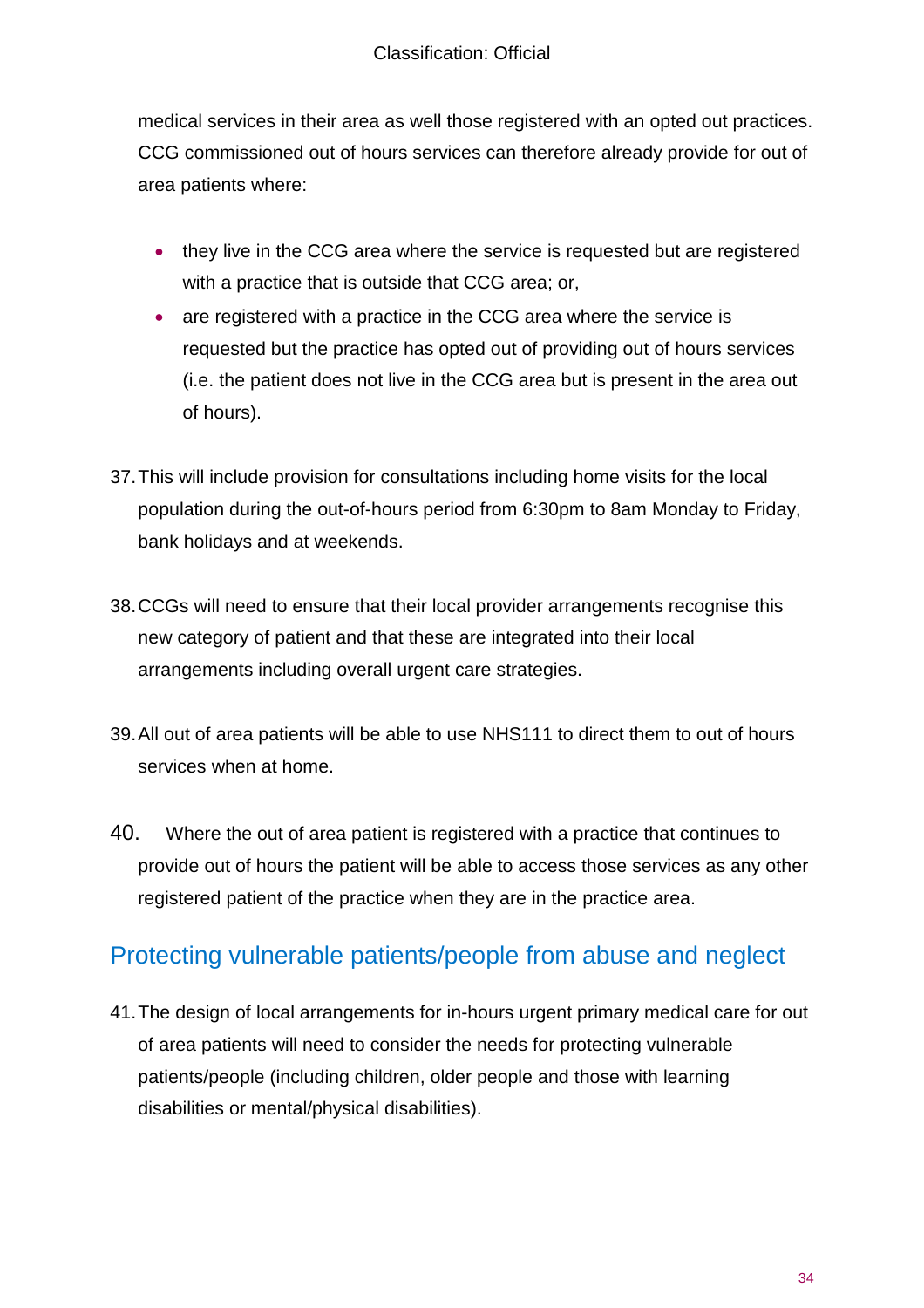medical services in their area as well those registered with an opted out practices. CCG commissioned out of hours services can therefore already provide for out of area patients where:

- they live in the CCG area where the service is requested but are registered with a practice that is outside that CCG area; or,
- are registered with a practice in the CCG area where the service is requested but the practice has opted out of providing out of hours services (i.e. the patient does not live in the CCG area but is present in the area out of hours).

37. This will include provision for consultations including home visits for the local population during the out-of-hours period from 6:30pm to 8am Monday to Friday, bank holidays and at weekends.

38. CCGs will need to ensure that their local provider arrangements recognise this new category of patient and that these are integrated into their local arrangements including overall urgent care strategies.

39. All out of area patients will be able to use NHS111 to direct them to out of hours services when at home.

40. Where the out of area patient is registered with a practice that continues to provide out of hours the patient will be able to access those services as any other registered patient of the practice when they are in the practice area.

## Protecting vulnerable patients/people from abuse and neglect

41. The design of local arrangements for in-hours urgent primary medical care for out of area patients will need to consider the needs for protecting vulnerable patients/people (including children, older people and those with learning disabilities or mental/physical disabilities).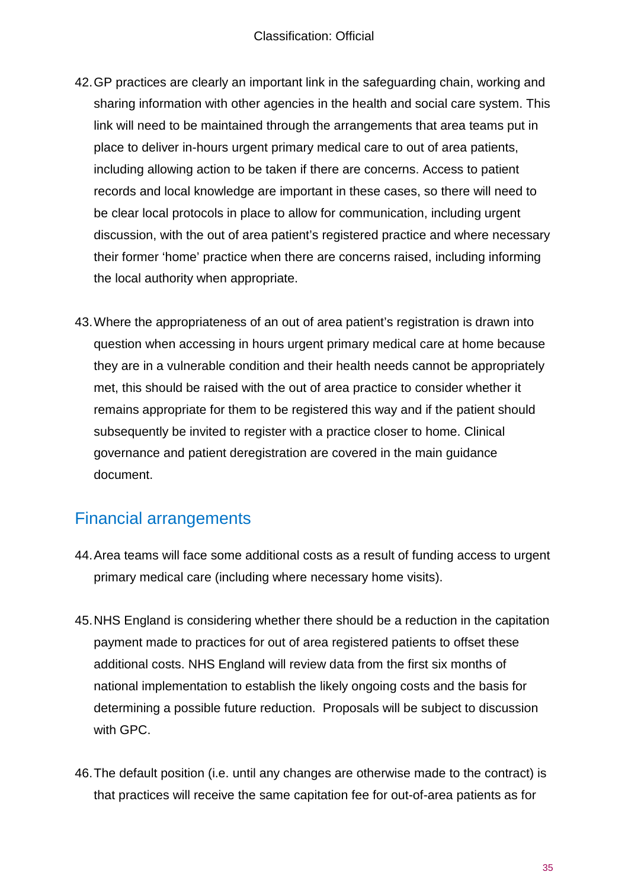42. GP practices are clearly an important link in the safeguarding chain, working and sharing information with other agencies in the health and social care system. This link will need to be maintained through the arrangements that area teams put in place to deliver in-hours urgent primary medical care to out of area patients, including allowing action to be taken if there are concerns. Access to patient records and local knowledge are important in these cases, so there will need to be clear local protocols in place to allow for communication, including urgent discussion, with the out of area patient's registered practice and where necessary their former 'home' practice when there are concerns raised, including informing the local authority when appropriate.

43. Where the appropriateness of an out of area patient's registration is drawn into question when accessing in hours urgent primary medical care at home because they are in a vulnerable condition and their health needs cannot be appropriately met, this should be raised with the out of area practice to consider whether it remains appropriate for them to be registered this way and if the patient should subsequently be invited to register with a practice closer to home. Clinical governance and patient deregistration are covered in the main guidance document.

## Financial arrangements

44. Area teams will face some additional costs as a result of funding access to urgent primary medical care (including where necessary home visits).

45. NHS England is considering whether there should be a reduction in the capitation payment made to practices for out of area registered patients to offset these additional costs. NHS England will review data from the first six months of national implementation to establish the likely ongoing costs and the basis for determining a possible future reduction. Proposals will be subject to discussion with GPC.

46. The default position (i.e. until any changes are otherwise made to the contract) is that practices will receive the same capitation fee for out-of-area patients as for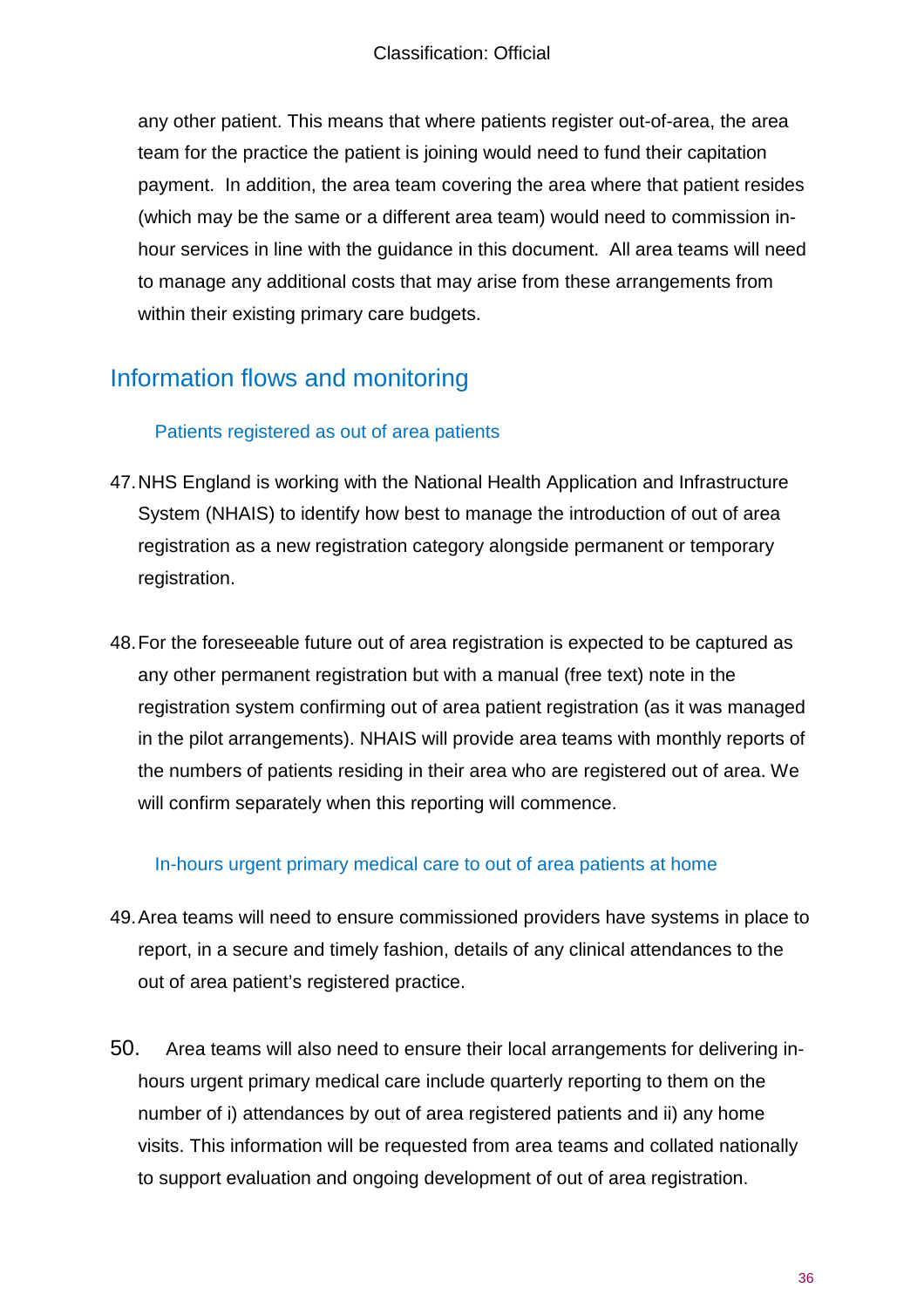any other patient. This means that where patients register out-of-area, the area team for the practice the patient is joining would need to fund their capitation payment. In addition, the area team covering the area where that patient resides (which may be the same or a different area team) would need to commission in-hour services in line with the guidance in this document. All area teams will need to manage any additional costs that may arise from these arrangements from within their existing primary care budgets.

## Information flows and monitoring

### Patients registered as out of area patients

47. NHS England is working with the National Health Application and Infrastructure System (NHAIS) to identify how best to manage the introduction of out of area registration as a new registration category alongside permanent or temporary registration.

48. For the foreseeable future out of area registration is expected to be captured as any other permanent registration but with a manual (free text) note in the registration system confirming out of area patient registration (as it was managed in the pilot arrangements). NHAIS will provide area teams with monthly reports of the numbers of patients residing in their area who are registered out of area. We will confirm separately when this reporting will commence.

### In-hours urgent primary medical care to out of area patients at home

49. Area teams will need to ensure commissioned providers have systems in place to report, in a secure and timely fashion, details of any clinical attendances to the out of area patient's registered practice.

50. Area teams will also need to ensure their local arrangements for delivering in-hours urgent primary medical care include quarterly reporting to them on the number of i) attendances by out of area registered patients and ii) any home visits. This information will be requested from area teams and collated nationally to support evaluation and ongoing development of out of area registration.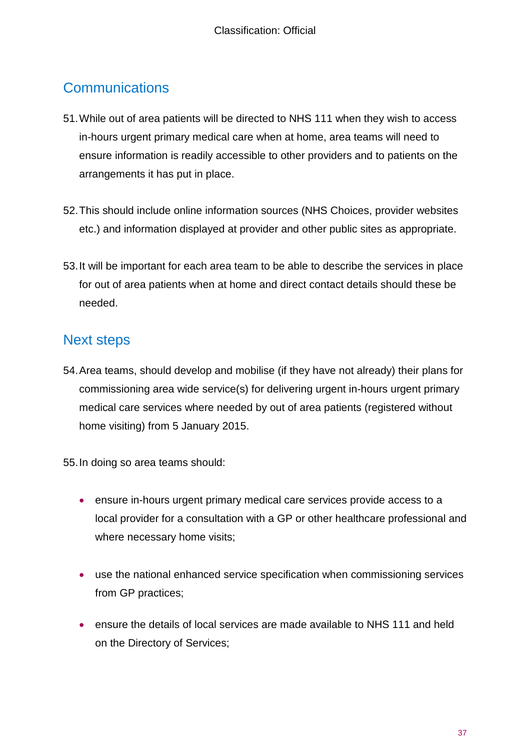## Communications

51. While out of area patients will be directed to NHS 111 when they wish to access in-hours urgent primary medical care when at home, area teams will need to ensure information is readily accessible to other providers and to patients on the arrangements it has put in place.

52. This should include online information sources (NHS Choices, provider websites etc.) and information displayed at provider and other public sites as appropriate.

53. It will be important for each area team to be able to describe the services in place for out of area patients when at home and direct contact details should these be needed.

## Next steps

54. Area teams, should develop and mobilise (if they have not already) their plans for commissioning area wide service(s) for delivering urgent in-hours urgent primary medical care services where needed by out of area patients (registered without home visiting) from 5 January 2015.

55. In doing so area teams should:

   - ensure in-hours urgent primary medical care services provide access to a local provider for a consultation with a GP or other healthcare professional and where necessary home visits;

   - use the national enhanced service specification when commissioning services from GP practices;

   - ensure the details of local services are made available to NHS 111 and held on the Directory of Services;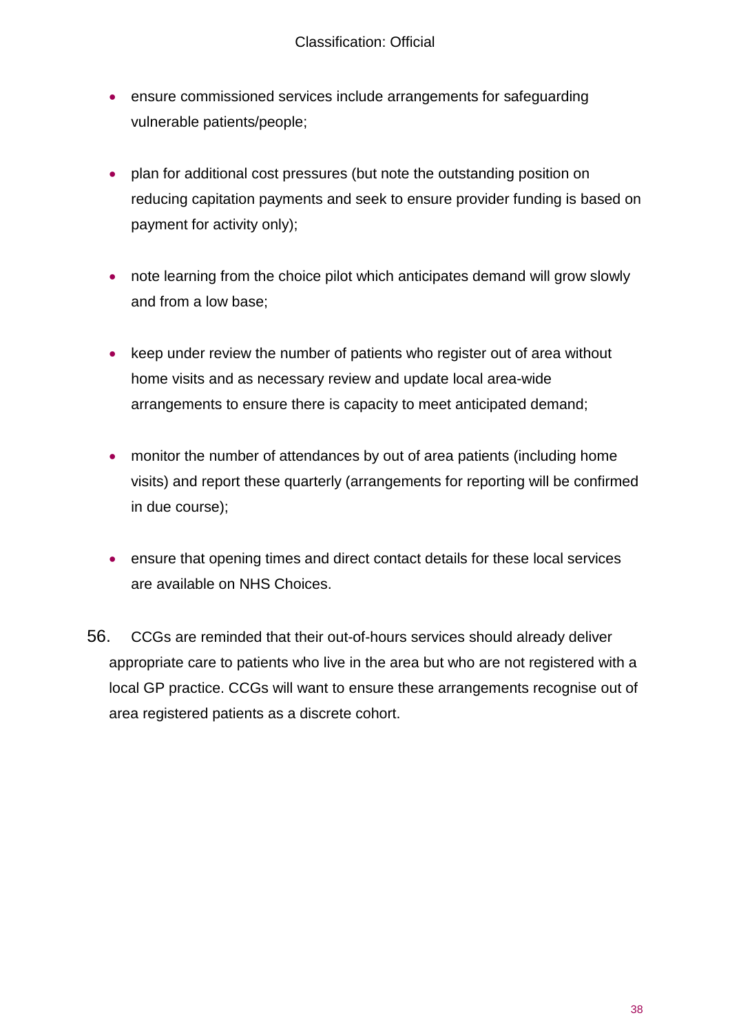- ensure commissioned services include arrangements for safeguarding vulnerable patients/people;
- plan for additional cost pressures (but note the outstanding position on reducing capitation payments and seek to ensure provider funding is based on payment for activity only);
- note learning from the choice pilot which anticipates demand will grow slowly and from a low base;
- keep under review the number of patients who register out of area without home visits and as necessary review and update local area-wide arrangements to ensure there is capacity to meet anticipated demand;
- monitor the number of attendances by out of area patients (including home visits) and report these quarterly (arrangements for reporting will be confirmed in due course);
- ensure that opening times and direct contact details for these local services are available on NHS Choices.

56. CCGs are reminded that their out-of-hours services should already deliver appropriate care to patients who live in the area but who are not registered with a local GP practice. CCGs will want to ensure these arrangements recognise out of area registered patients as a discrete cohort.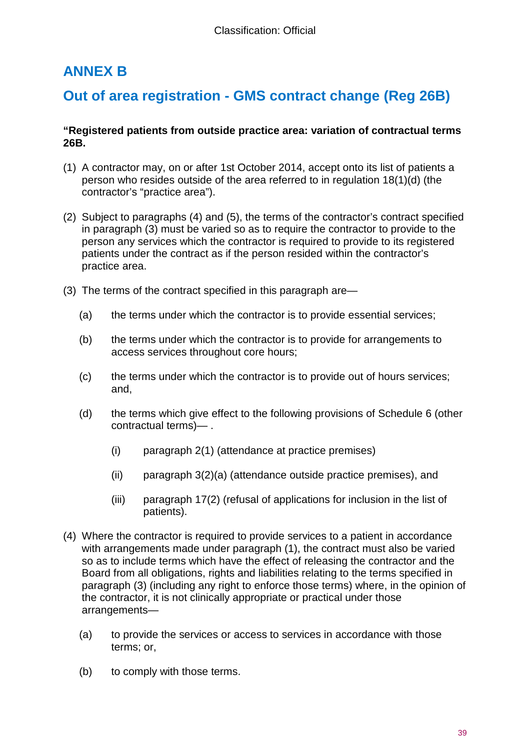## ANNEX B

## Out of area registration - GMS contract change (Reg 26B)

**"Registered patients from outside practice area: variation of contractual terms 26B.**

(1) A contractor may, on or after 1st October 2014, accept onto its list of patients a person who resides outside of the area referred to in regulation 18(1)(d) (the contractor's "practice area").

(2) Subject to paragraphs (4) and (5), the terms of the contractor's contract specified in paragraph (3) must be varied so as to require the contractor to provide to the person any services which the contractor is required to provide to its registered patients under the contract as if the person resided within the contractor's practice area.

(3) The terms of the contract specified in this paragraph are—

   (a) the terms under which the contractor is to provide essential services;

   (b) the terms under which the contractor is to provide for arrangements to access services throughout core hours;

   (c) the terms under which the contractor is to provide out of hours services; and,

   (d) the terms which give effect to the following provisions of Schedule 6 (other contractual terms)— .

      (i) paragraph 2(1) (attendance at practice premises)

      (ii) paragraph 3(2)(a) (attendance outside practice premises), and

      (iii) paragraph 17(2) (refusal of applications for inclusion in the list of patients).

(4) Where the contractor is required to provide services to a patient in accordance with arrangements made under paragraph (1), the contract must also be varied so as to include terms which have the effect of releasing the contractor and the Board from all obligations, rights and liabilities relating to the terms specified in paragraph (3) (including any right to enforce those terms) where, in the opinion of the contractor, it is not clinically appropriate or practical under those arrangements—

   (a) to provide the services or access to services in accordance with those terms; or,

   (b) to comply with those terms.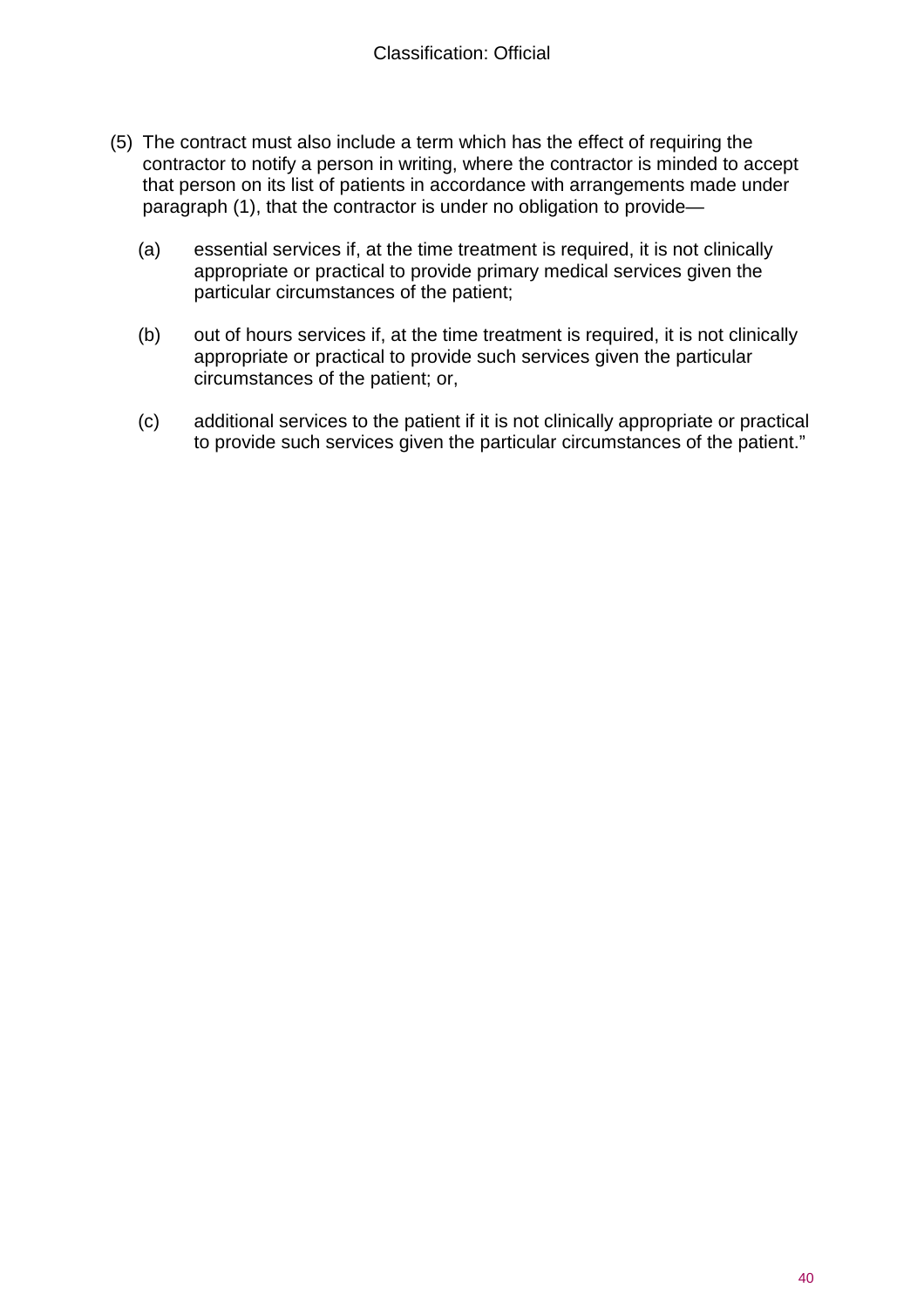(5) The contract must also include a term which has the effect of requiring the contractor to notify a person in writing, where the contractor is minded to accept that person on its list of patients in accordance with arrangements made under paragraph (1), that the contractor is under no obligation to provide—

(a) essential services if, at the time treatment is required, it is not clinically appropriate or practical to provide primary medical services given the particular circumstances of the patient;

(b) out of hours services if, at the time treatment is required, it is not clinically appropriate or practical to provide such services given the particular circumstances of the patient; or,

(c) additional services to the patient if it is not clinically appropriate or practical to provide such services given the particular circumstances of the patient."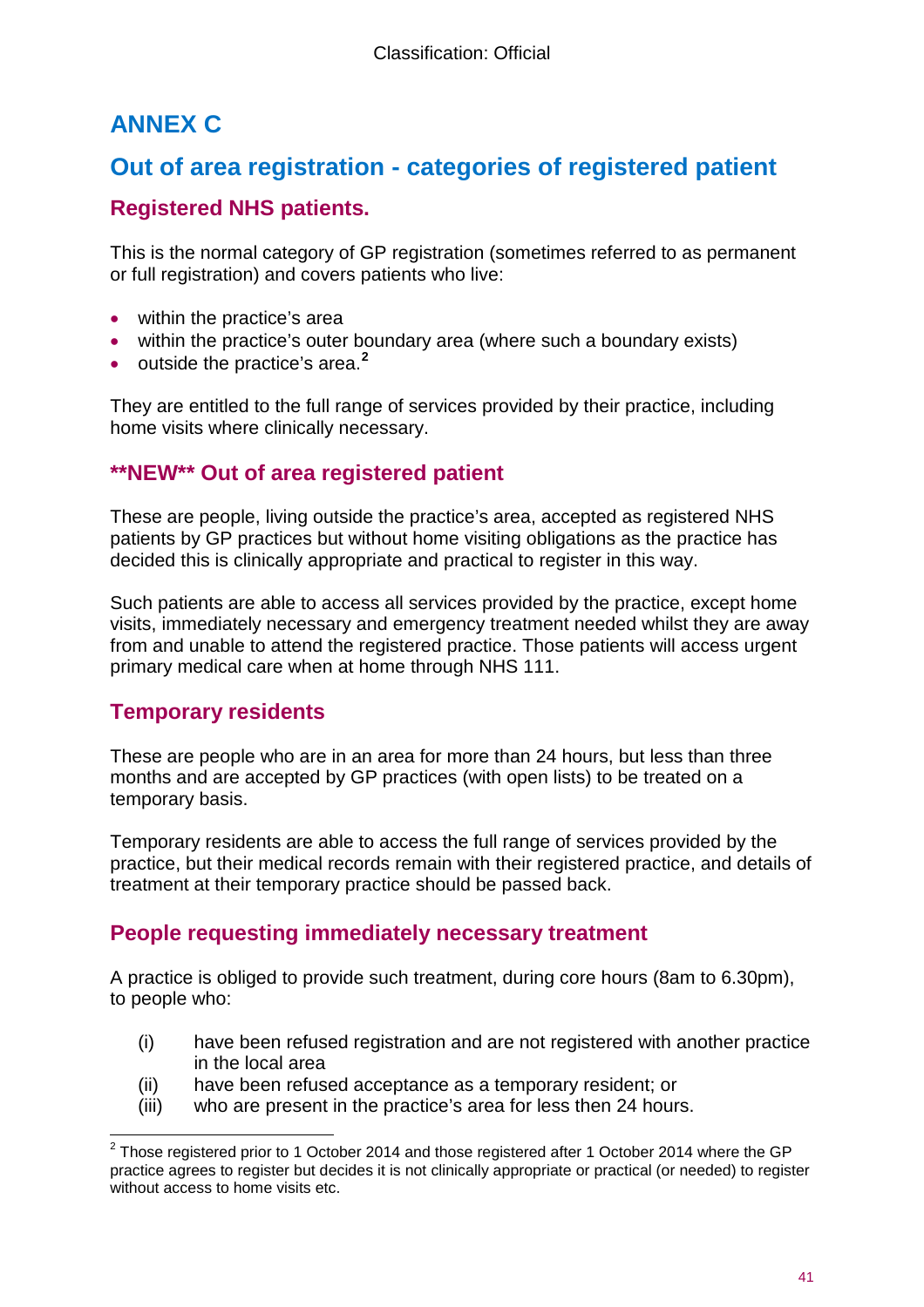# ANNEX C

## Out of area registration - categories of registered patient

### Registered NHS patients.

This is the normal category of GP registration (sometimes referred to as permanent or full registration) and covers patients who live:

- within the practice's area
- within the practice's outer boundary area (where such a boundary exists)
- outside the practice's area.[2]

They are entitled to the full range of services provided by their practice, including home visits where clinically necessary.

### **NEW** Out of area registered patient

These are people, living outside the practice's area, accepted as registered NHS patients by GP practices but without home visiting obligations as the practice has decided this is clinically appropriate and practical to register in this way.

Such patients are able to access all services provided by the practice, except home visits, immediately necessary and emergency treatment needed whilst they are away from and unable to attend the registered practice. Those patients will access urgent primary medical care when at home through NHS 111.

### Temporary residents

These are people who are in an area for more than 24 hours, but less than three months and are accepted by GP practices (with open lists) to be treated on a temporary basis.

Temporary residents are able to access the full range of services provided by the practice, but their medical records remain with their registered practice, and details of treatment at their temporary practice should be passed back.

### People requesting immediately necessary treatment

A practice is obliged to provide such treatment, during core hours (8am to 6.30pm), to people who:

(i) have been refused registration and are not registered with another practice in the local area
(ii) have been refused acceptance as a temporary resident; or
(iii) who are present in the practice's area for less then 24 hours.

---

[2] Those registered prior to 1 October 2014 and those registered after 1 October 2014 where the GP practice agrees to register but decides it is not clinically appropriate or practical (or needed) to register without access to home visits etc.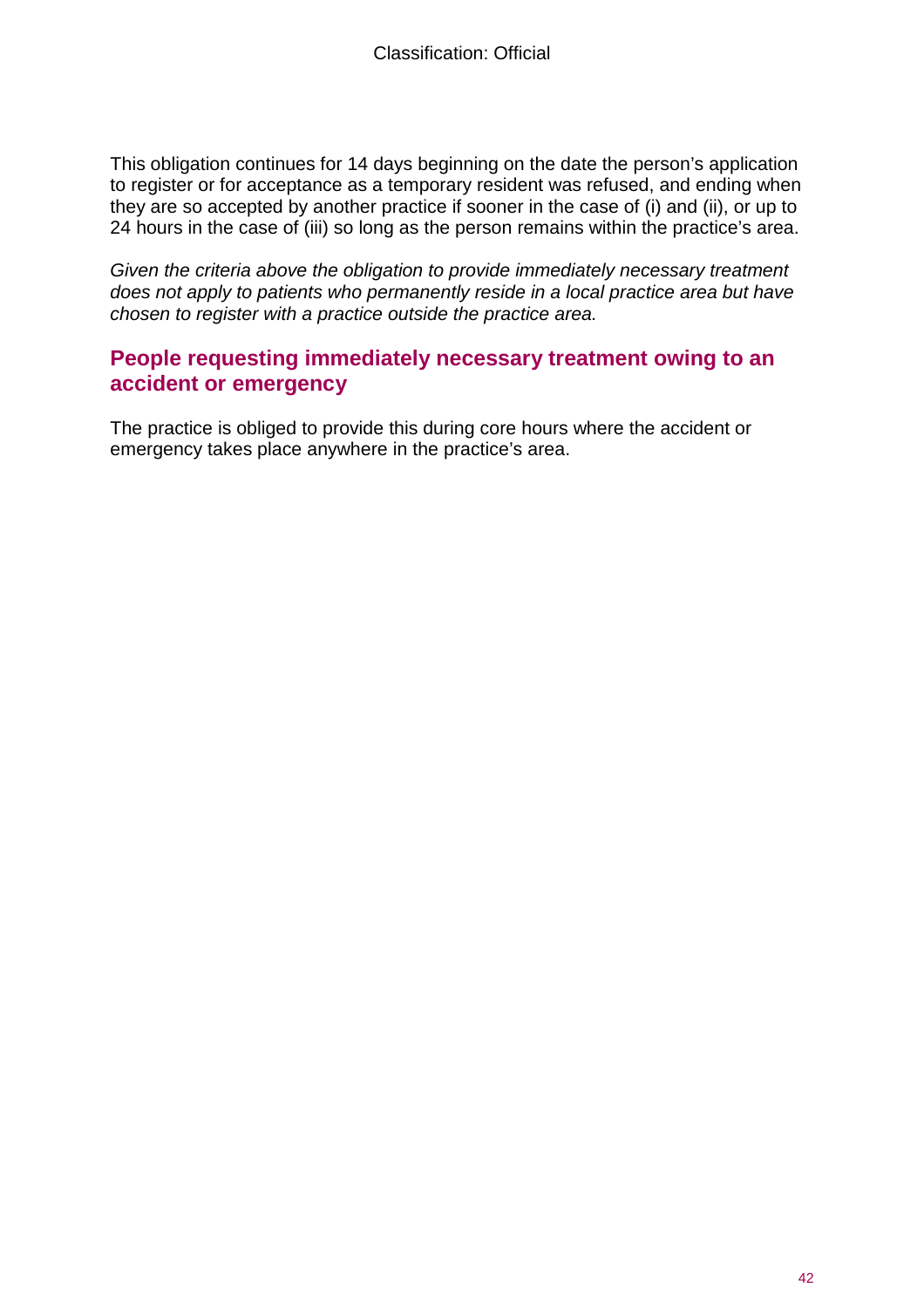This obligation continues for 14 days beginning on the date the person's application to register or for acceptance as a temporary resident was refused, and ending when they are so accepted by another practice if sooner in the case of (i) and (ii), or up to 24 hours in the case of (iii) so long as the person remains within the practice's area.

*Given the criteria above the obligation to provide immediately necessary treatment does not apply to patients who permanently reside in a local practice area but have chosen to register with a practice outside the practice area.*

## People requesting immediately necessary treatment owing to an accident or emergency

The practice is obliged to provide this during core hours where the accident or emergency takes place anywhere in the practice's area.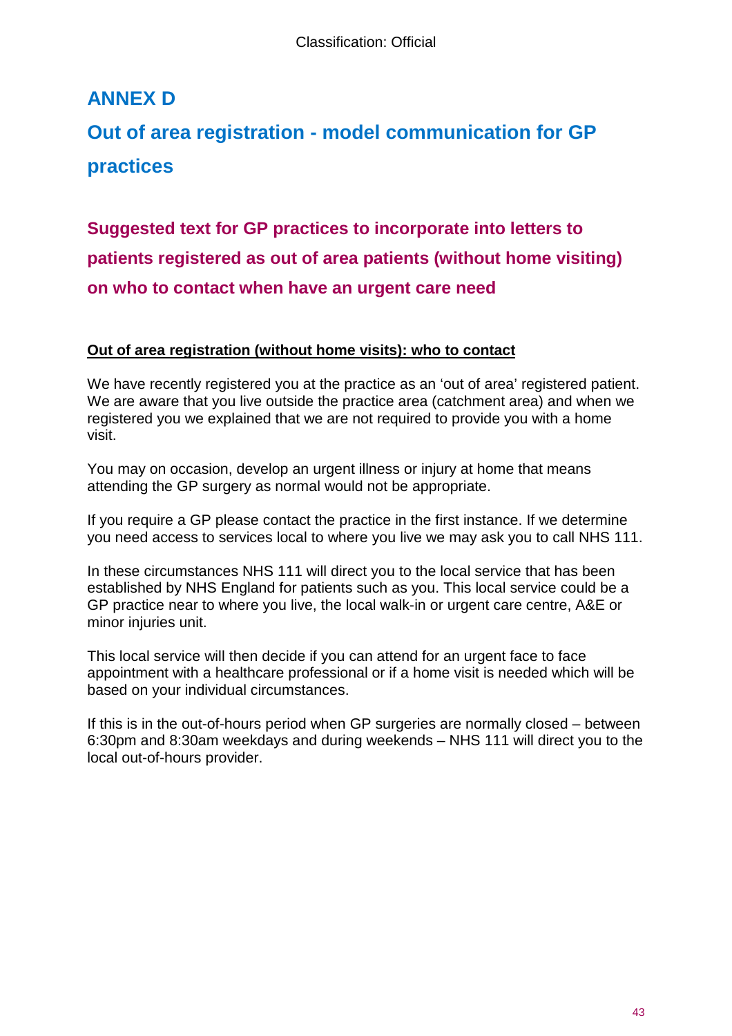# ANNEX D

# Out of area registration - model communication for GP practices

## Suggested text for GP practices to incorporate into letters to patients registered as out of area patients (without home visiting) on who to contact when have an urgent care need

**Out of area registration (without home visits): who to contact**

We have recently registered you at the practice as an 'out of area' registered patient. We are aware that you live outside the practice area (catchment area) and when we registered you we explained that we are not required to provide you with a home visit.

You may on occasion, develop an urgent illness or injury at home that means attending the GP surgery as normal would not be appropriate.

If you require a GP please contact the practice in the first instance. If we determine you need access to services local to where you live we may ask you to call NHS 111.

In these circumstances NHS 111 will direct you to the local service that has been established by NHS England for patients such as you. This local service could be a GP practice near to where you live, the local walk-in or urgent care centre, A&E or minor injuries unit.

This local service will then decide if you can attend for an urgent face to face appointment with a healthcare professional or if a home visit is needed which will be based on your individual circumstances.

If this is in the out-of-hours period when GP surgeries are normally closed – between 6:30pm and 8:30am weekdays and during weekends – NHS 111 will direct you to the local out-of-hours provider.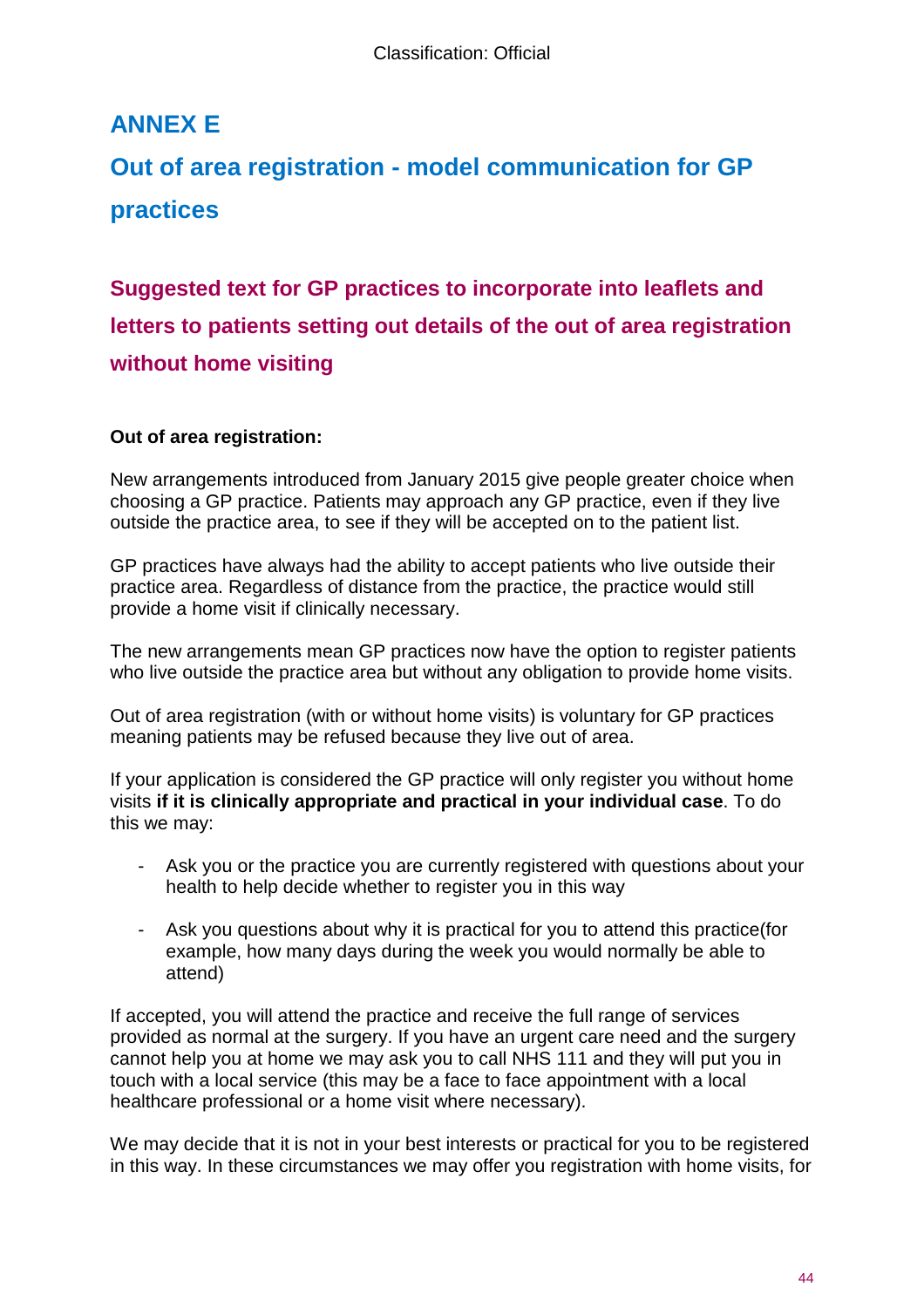# ANNEX E

# Out of area registration - model communication for GP practices

## Suggested text for GP practices to incorporate into leaflets and letters to patients setting out details of the out of area registration without home visiting

**Out of area registration:**

New arrangements introduced from January 2015 give people greater choice when choosing a GP practice. Patients may approach any GP practice, even if they live outside the practice area, to see if they will be accepted on to the patient list.

GP practices have always had the ability to accept patients who live outside their practice area. Regardless of distance from the practice, the practice would still provide a home visit if clinically necessary.

The new arrangements mean GP practices now have the option to register patients who live outside the practice area but without any obligation to provide home visits.

Out of area registration (with or without home visits) is voluntary for GP practices meaning patients may be refused because they live out of area.

If your application is considered the GP practice will only register you without home visits **if it is clinically appropriate and practical in your individual case**. To do this we may:

- Ask you or the practice you are currently registered with questions about your health to help decide whether to register you in this way
- Ask you questions about why it is practical for you to attend this practice(for example, how many days during the week you would normally be able to attend)

If accepted, you will attend the practice and receive the full range of services provided as normal at the surgery. If you have an urgent care need and the surgery cannot help you at home we may ask you to call NHS 111 and they will put you in touch with a local service (this may be a face to face appointment with a local healthcare professional or a home visit where necessary).

We may decide that it is not in your best interests or practical for you to be registered in this way. In these circumstances we may offer you registration with home visits, for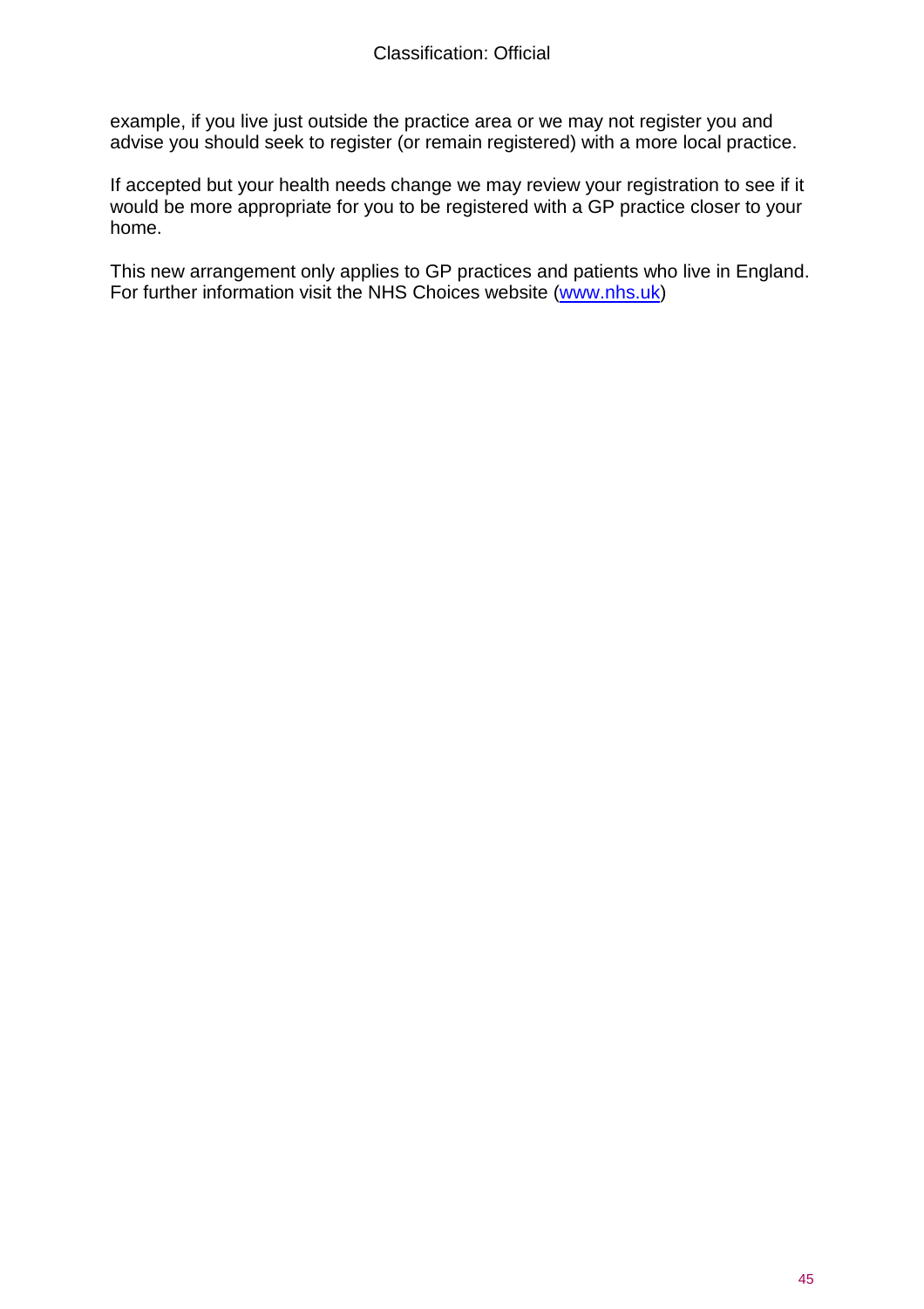example, if you live just outside the practice area or we may not register you and advise you should seek to register (or remain registered) with a more local practice.

If accepted but your health needs change we may review your registration to see if it would be more appropriate for you to be registered with a GP practice closer to your home.

This new arrangement only applies to GP practices and patients who live in England. For further information visit the NHS Choices website ([www.nhs.uk](http://www.nhs.uk))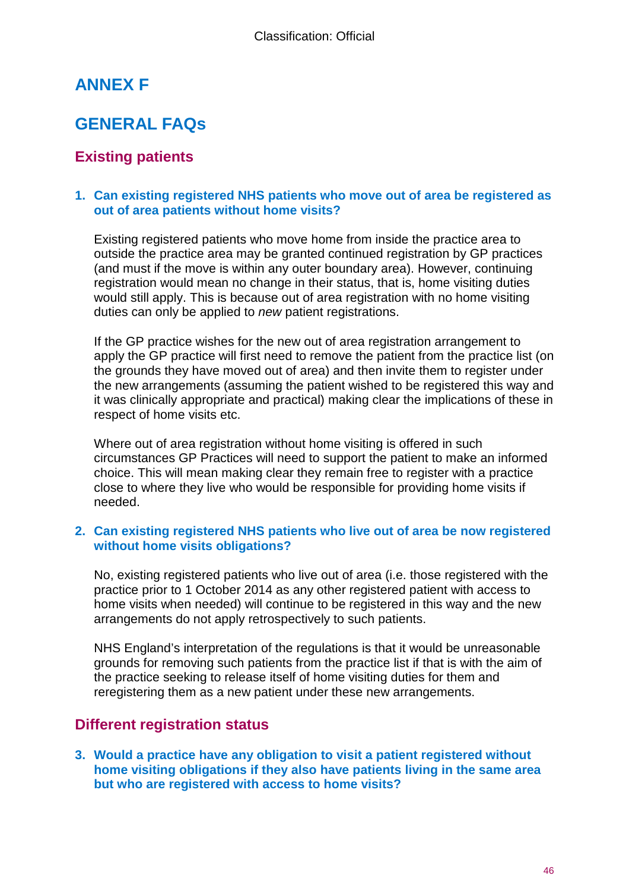# ANNEX F

## GENERAL FAQs

### Existing patients

1. **Can existing registered NHS patients who move out of area be registered as out of area patients without home visits?**

   Existing registered patients who move home from inside the practice area to outside the practice area may be granted continued registration by GP practices (and must if the move is within any outer boundary area). However, continuing registration would mean no change in their status, that is, home visiting duties would still apply. This is because out of area registration with no home visiting duties can only be applied to *new* patient registrations.

   If the GP practice wishes for the new out of area registration arrangement to apply the GP practice will first need to remove the patient from the practice list (on the grounds they have moved out of area) and then invite them to register under the new arrangements (assuming the patient wished to be registered this way and it was clinically appropriate and practical) making clear the implications of these in respect of home visits etc.

   Where out of area registration without home visiting is offered in such circumstances GP Practices will need to support the patient to make an informed choice. This will mean making clear they remain free to register with a practice close to where they live who would be responsible for providing home visits if needed.

2. **Can existing registered NHS patients who live out of area be now registered without home visits obligations?**

   No, existing registered patients who live out of area (i.e. those registered with the practice prior to 1 October 2014 as any other registered patient with access to home visits when needed) will continue to be registered in this way and the new arrangements do not apply retrospectively to such patients.

   NHS England's interpretation of the regulations is that it would be unreasonable grounds for removing such patients from the practice list if that is with the aim of the practice seeking to release itself of home visiting duties for them and reregistering them as a new patient under these new arrangements.

### Different registration status

3. **Would a practice have any obligation to visit a patient registered without home visiting obligations if they also have patients living in the same area but who are registered with access to home visits?**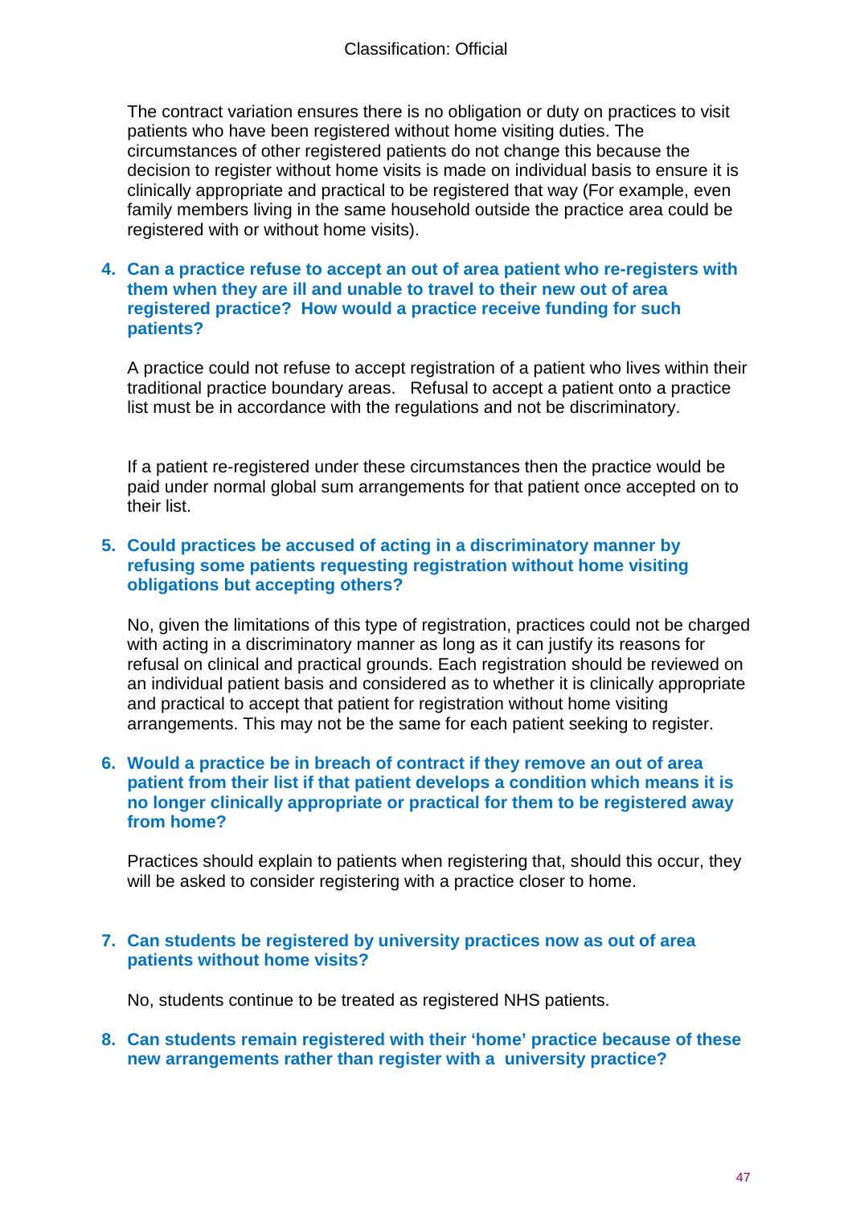The contract variation ensures there is no obligation or duty on practices to visit patients who have been registered without home visiting duties. The circumstances of other registered patients do not change this because the decision to register without home visits is made on individual basis to ensure it is clinically appropriate and practical to be registered that way (For example, even family members living in the same household outside the practice area could be registered with or without home visits).

4. **Can a practice refuse to accept an out of area patient who re-registers with them when they are ill and unable to travel to their new out of area registered practice? How would a practice receive funding for such patients?**

   A practice could not refuse to accept registration of a patient who lives within their traditional practice boundary areas. Refusal to accept a patient onto a practice list must be in accordance with the regulations and not be discriminatory.

   If a patient re-registered under these circumstances then the practice would be paid under normal global sum arrangements for that patient once accepted on to their list.

5. **Could practices be accused of acting in a discriminatory manner by refusing some patients requesting registration without home visiting obligations but accepting others?**

   No, given the limitations of this type of registration, practices could not be charged with acting in a discriminatory manner as long as it can justify its reasons for refusal on clinical and practical grounds. Each registration should be reviewed on an individual patient basis and considered as to whether it is clinically appropriate and practical to accept that patient for registration without home visiting arrangements. This may not be the same for each patient seeking to register.

6. **Would a practice be in breach of contract if they remove an out of area patient from their list if that patient develops a condition which means it is no longer clinically appropriate or practical for them to be registered away from home?**

   Practices should explain to patients when registering that, should this occur, they will be asked to consider registering with a practice closer to home.

7. **Can students be registered by university practices now as out of area patients without home visits?**

   No, students continue to be treated as registered NHS patients.

8. **Can students remain registered with their 'home' practice because of these new arrangements rather than register with a university practice?**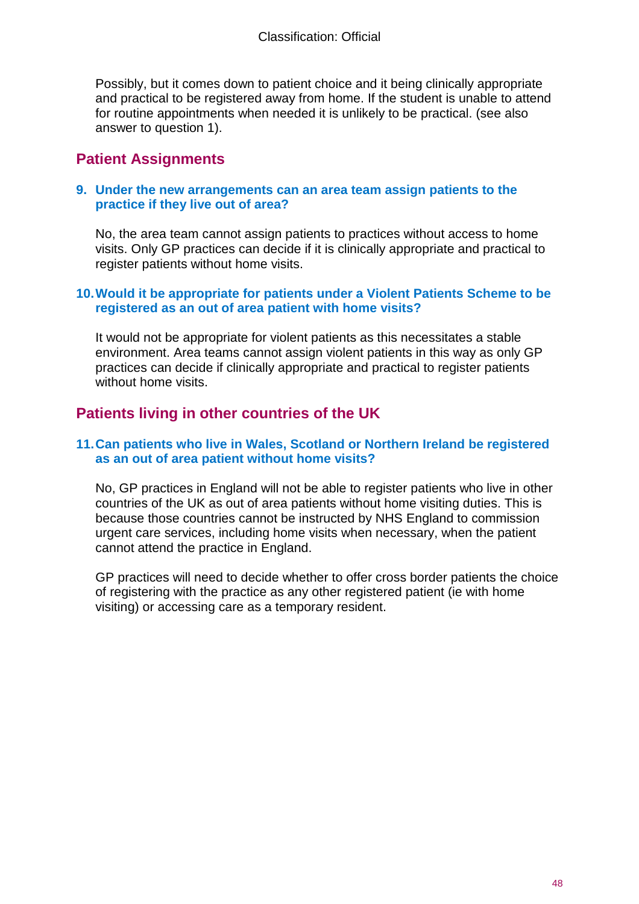Possibly, but it comes down to patient choice and it being clinically appropriate and practical to be registered away from home. If the student is unable to attend for routine appointments when needed it is unlikely to be practical. (see also answer to question 1).

## Patient Assignments

### 9. Under the new arrangements can an area team assign patients to the practice if they live out of area?

No, the area team cannot assign patients to practices without access to home visits. Only GP practices can decide if it is clinically appropriate and practical to register patients without home visits.

### 10. Would it be appropriate for patients under a Violent Patients Scheme to be registered as an out of area patient with home visits?

It would not be appropriate for violent patients as this necessitates a stable environment. Area teams cannot assign violent patients in this way as only GP practices can decide if clinically appropriate and practical to register patients without home visits.

## Patients living in other countries of the UK

### 11. Can patients who live in Wales, Scotland or Northern Ireland be registered as an out of area patient without home visits?

No, GP practices in England will not be able to register patients who live in other countries of the UK as out of area patients without home visiting duties. This is because those countries cannot be instructed by NHS England to commission urgent care services, including home visits when necessary, when the patient cannot attend the practice in England.

GP practices will need to decide whether to offer cross border patients the choice of registering with the practice as any other registered patient (ie with home visiting) or accessing care as a temporary resident.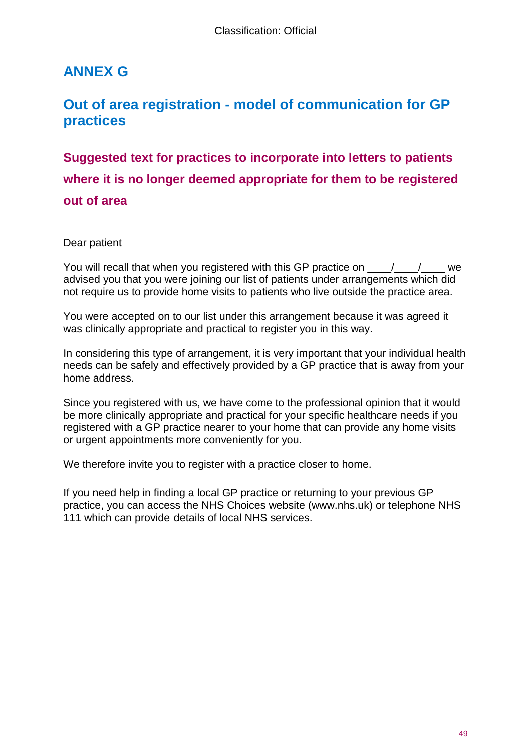# ANNEX G

## Out of area registration - model of communication for GP practices

### Suggested text for practices to incorporate into letters to patients where it is no longer deemed appropriate for them to be registered out of area

Dear patient

You will recall that when you registered with this GP practice on ____/____/____ we advised you that you were joining our list of patients under arrangements which did not require us to provide home visits to patients who live outside the practice area.

You were accepted on to our list under this arrangement because it was agreed it was clinically appropriate and practical to register you in this way.

In considering this type of arrangement, it is very important that your individual health needs can be safely and effectively provided by a GP practice that is away from your home address.

Since you registered with us, we have come to the professional opinion that it would be more clinically appropriate and practical for your specific healthcare needs if you registered with a GP practice nearer to your home that can provide any home visits or urgent appointments more conveniently for you.

We therefore invite you to register with a practice closer to home.

If you need help in finding a local GP practice or returning to your previous GP practice, you can access the NHS Choices website (www.nhs.uk) or telephone NHS 111 which can provide details of local NHS services.